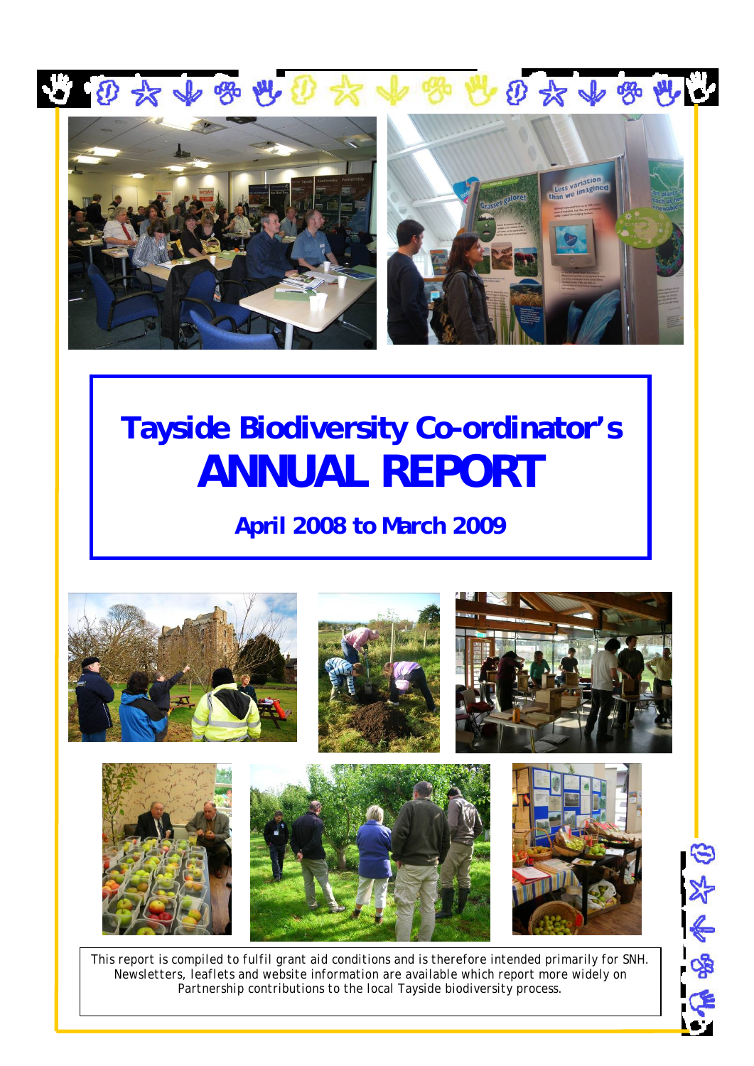# Tayside Biodiversity Co-ordinator's ANNUAL REPORT

## April 2008 to March 2009

This report is compiled to fulfil grant aid conditions and is therefore intended primarily for SNH. Newsletters, leaflets and website information are available which report more widely on Partnership contributions to the local Tayside biodiversity process.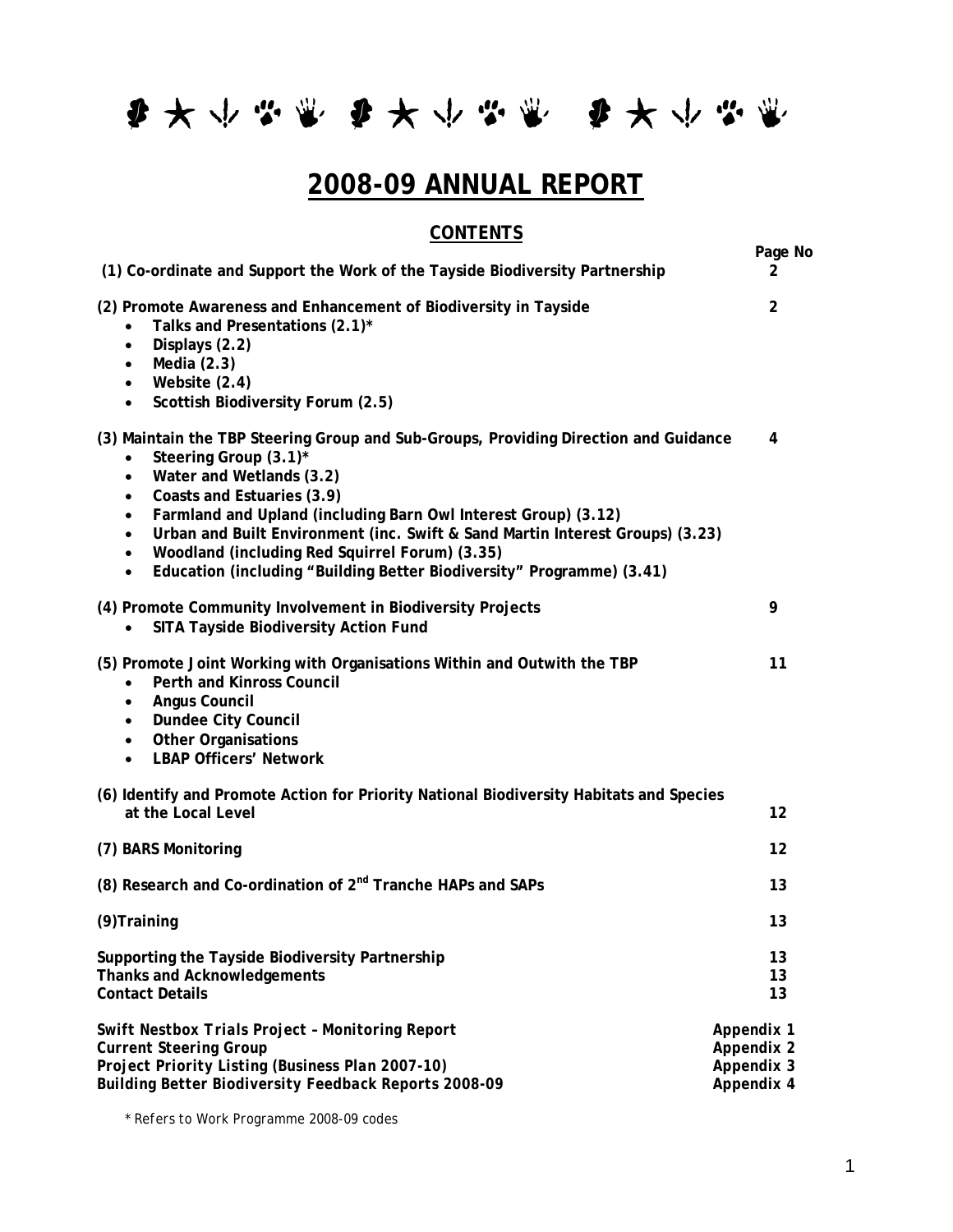# 2008-09 ANNUAL REPORT

## CONTENTS

| | Page No |
|---|---|
| **(1) Co-ordinate and Support the Work of the Tayside Biodiversity Partnership** | **2** |
| **(2) Promote Awareness and Enhancement of Biodiversity in Tayside**<br>• Talks and Presentations (2.1)*<br>• Displays (2.2)<br>• Media (2.3)<br>• Website (2.4)<br>• Scottish Biodiversity Forum (2.5) | **2** |
| **(3) Maintain the TBP Steering Group and Sub-Groups, Providing Direction and Guidance**<br>• Steering Group (3.1)*<br>• Water and Wetlands (3.2)<br>• Coasts and Estuaries (3.9)<br>• Farmland and Upland (including Barn Owl Interest Group) (3.12)<br>• Urban and Built Environment (inc. Swift & Sand Martin Interest Groups) (3.23)<br>• Woodland (including Red Squirrel Forum) (3.35)<br>• Education (including "Building Better Biodiversity" Programme) (3.41) | **4** |
| **(4) Promote Community Involvement in Biodiversity Projects**<br>• SITA Tayside Biodiversity Action Fund | **9** |
| **(5) Promote Joint Working with Organisations Within and Outwith the TBP**<br>• Perth and Kinross Council<br>• Angus Council<br>• Dundee City Council<br>• Other Organisations<br>• LBAP Officers' Network | **11** |
| **(6) Identify and Promote Action for Priority National Biodiversity Habitats and Species at the Local Level** | **12** |
| **(7) BARS Monitoring** | **12** |
| **(8) Research and Co-ordination of 2nd Tranche HAPs and SAPs** | **13** |
| **(9)Training** | **13** |
| **Supporting the Tayside Biodiversity Partnership** | **13** |
| **Thanks and Acknowledgements** | **13** |
| **Contact Details** | **13** |
| ***Swift Nestbox Trials Project – Monitoring Report*** | **Appendix 1** |
| **Current Steering Group** | **Appendix 2** |
| ***Project Priority Listing (Business Plan 2007-10)*** | **Appendix 3** |
| **Building Better Biodiversity Feedback Reports 2008-09** | **Appendix 4** |

\* Refers to Work Programme 2008-09 codes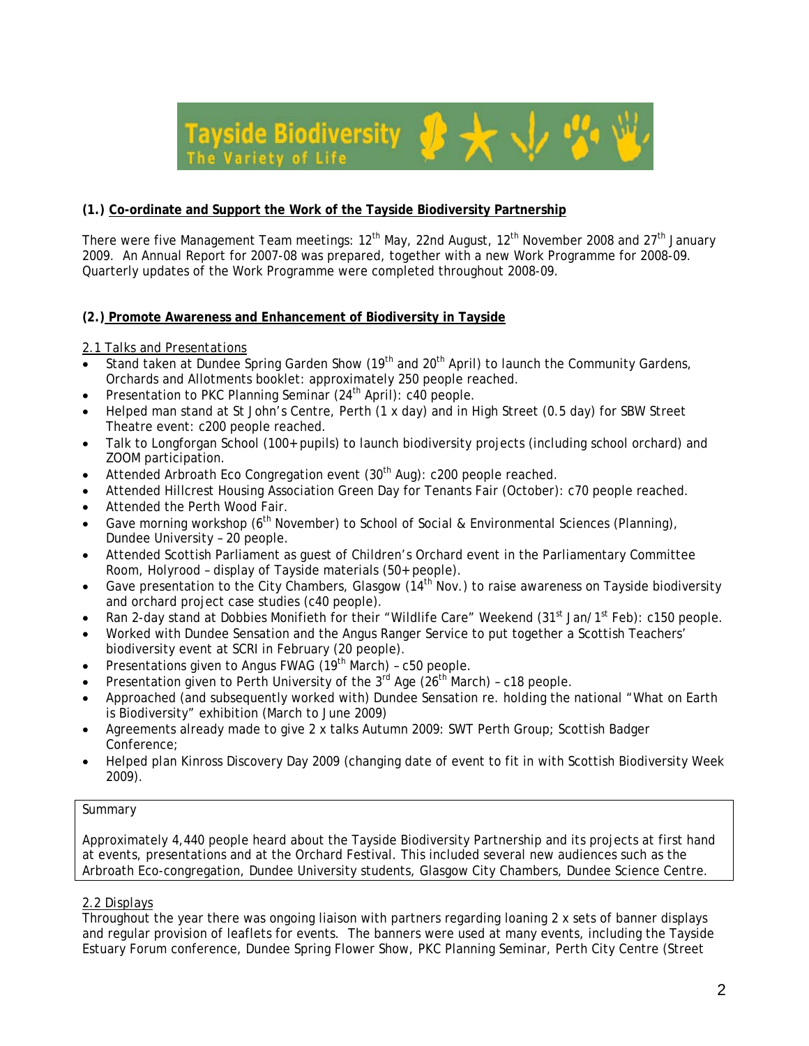Tayside Biodiversity
The Variety of Life

**(1.) Co-ordinate and Support the Work of the Tayside Biodiversity Partnership**

There were five Management Team meetings: 12th May, 22nd August, 12th November 2008 and 27th January 2009. An Annual Report for 2007-08 was prepared, together with a new Work Programme for 2008-09. Quarterly updates of the Work Programme were completed throughout 2008-09.

**(2.) Promote Awareness and Enhancement of Biodiversity in Tayside**

2.1 Talks and Presentations

- Stand taken at Dundee Spring Garden Show (19th and 20th April) to launch the Community Gardens, Orchards and Allotments booklet: approximately 250 people reached.
- Presentation to PKC Planning Seminar (24th April): c40 people.
- Helped man stand at St John's Centre, Perth (1 x day) and in High Street (0.5 day) for SBW Street Theatre event: c200 people reached.
- Talk to Longforgan School (100+ pupils) to launch biodiversity projects (including school orchard) and ZOOM participation.
- Attended Arbroath Eco Congregation event (30th Aug): c200 people reached.
- Attended Hillcrest Housing Association Green Day for Tenants Fair (October): c70 people reached.
- Attended the Perth Wood Fair.
- Gave morning workshop (6th November) to School of Social & Environmental Sciences (Planning), Dundee University – 20 people.
- Attended Scottish Parliament as guest of Children's Orchard event in the Parliamentary Committee Room, Holyrood – display of Tayside materials (50+ people).
- Gave presentation to the City Chambers, Glasgow (14th Nov.) to raise awareness on Tayside biodiversity and orchard project case studies (c40 people).
- Ran 2-day stand at Dobbies Monifieth for their "Wildlife Care" Weekend (31st Jan/1st Feb): c150 people.
- Worked with Dundee Sensation and the Angus Ranger Service to put together a Scottish Teachers' biodiversity event at SCRI in February (20 people).
- Presentations given to Angus FWAG (19th March) – c50 people.
- Presentation given to Perth University of the 3rd Age (26th March) – c18 people.
- Approached (and subsequently worked with) Dundee Sensation re. holding the national "What on Earth is Biodiversity" exhibition (March to June 2009)
- Agreements already made to give 2 x talks Autumn 2009: SWT Perth Group; Scottish Badger Conference;
- Helped plan Kinross Discovery Day 2009 (changing date of event to fit in with Scottish Biodiversity Week 2009).

| Summary |
| --- |
| Approximately 4,440 people heard about the Tayside Biodiversity Partnership and its projects at first hand at events, presentations and at the Orchard Festival. This included several new audiences such as the Arbroath Eco-congregation, Dundee University students, Glasgow City Chambers, Dundee Science Centre. |

2.2 Displays

Throughout the year there was ongoing liaison with partners regarding loaning 2 x sets of banner displays and regular provision of leaflets for events. The banners were used at many events, including the Tayside Estuary Forum conference, Dundee Spring Flower Show, PKC Planning Seminar, Perth City Centre (Street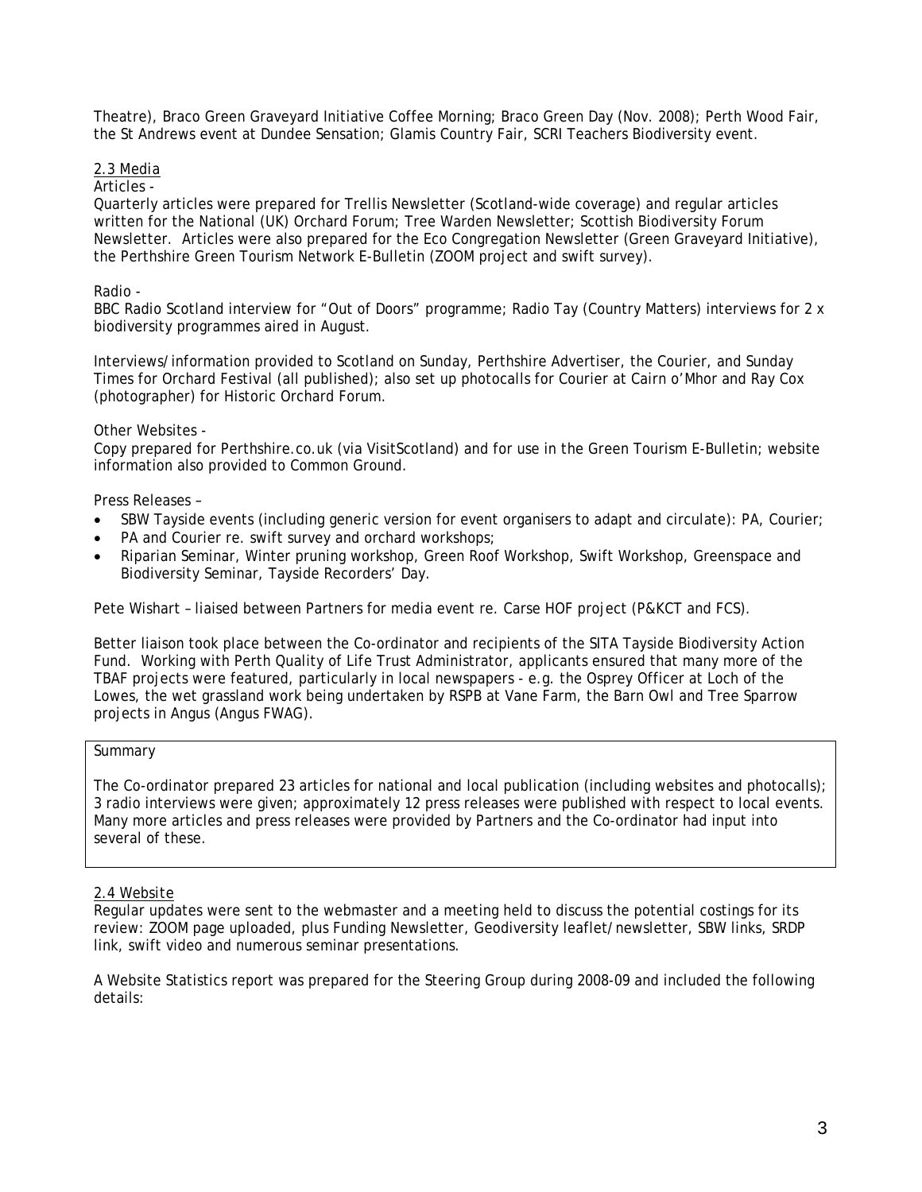Theatre), Braco Green Graveyard Initiative Coffee Morning; Braco Green Day (Nov. 2008); Perth Wood Fair, the St Andrews event at Dundee Sensation; Glamis Country Fair, SCRI Teachers Biodiversity event.

### 2.3 Media

Articles -

Quarterly articles were prepared for Trellis Newsletter (Scotland-wide coverage) and regular articles written for the National (UK) Orchard Forum; Tree Warden Newsletter; Scottish Biodiversity Forum Newsletter. Articles were also prepared for the Eco Congregation Newsletter (Green Graveyard Initiative), the Perthshire Green Tourism Network E-Bulletin (ZOOM project and swift survey).

Radio -

BBC Radio Scotland interview for "Out of Doors" programme; Radio Tay (Country Matters) interviews for 2 x biodiversity programmes aired in August.

Interviews/information provided to Scotland on Sunday, Perthshire Advertiser, the Courier, and Sunday Times for Orchard Festival (all published); also set up photocalls for Courier at Cairn o'Mhor and Ray Cox (photographer) for Historic Orchard Forum.

Other Websites -

Copy prepared for Perthshire.co.uk (via VisitScotland) and for use in the Green Tourism E-Bulletin; website information also provided to Common Ground.

Press Releases –

- SBW Tayside events (including generic version for event organisers to adapt and circulate): PA, Courier;
- PA and Courier re. swift survey and orchard workshops;
- Riparian Seminar, Winter pruning workshop, Green Roof Workshop, Swift Workshop, Greenspace and Biodiversity Seminar, Tayside Recorders' Day.

Pete Wishart – liaised between Partners for media event re. Carse HOF project (P&KCT and FCS).

Better liaison took place between the Co-ordinator and recipients of the SITA Tayside Biodiversity Action Fund. Working with Perth Quality of Life Trust Administrator, applicants ensured that many more of the TBAF projects were featured, particularly in local newspapers - e.g. the Osprey Officer at Loch of the Lowes, the wet grassland work being undertaken by RSPB at Vane Farm, the Barn Owl and Tree Sparrow projects in Angus (Angus FWAG).

| Summary |
|---|
| The Co-ordinator prepared 23 articles for national and local publication (including websites and photocalls); 3 radio interviews were given; approximately 12 press releases were published with respect to local events. Many more articles and press releases were provided by Partners and the Co-ordinator had input into several of these. |

### 2.4 Website

Regular updates were sent to the webmaster and a meeting held to discuss the potential costings for its review: ZOOM page uploaded, plus Funding Newsletter, Geodiversity leaflet/newsletter, SBW links, SRDP link, swift video and numerous seminar presentations.

A Website Statistics report was prepared for the Steering Group during 2008-09 and included the following details: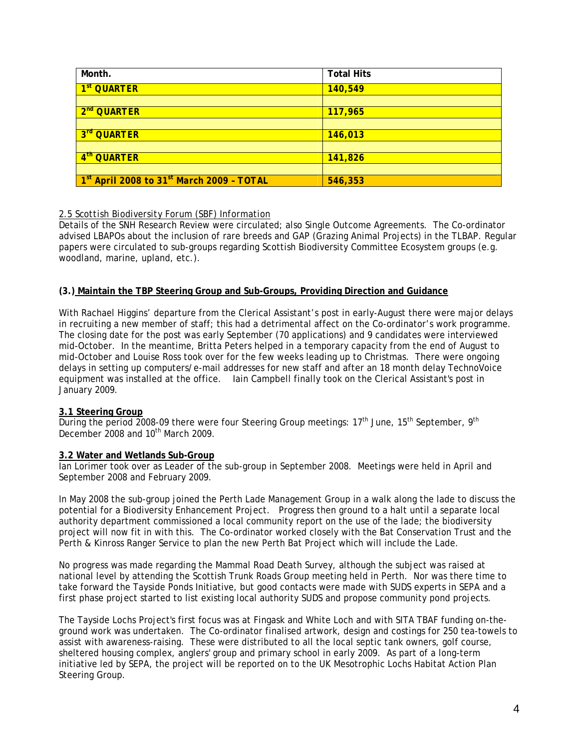| Month. | Total Hits |
|---|---|
| **1st QUARTER** | **140,549** |
| | |
| **2nd QUARTER** | **117,965** |
| | |
| **3rd QUARTER** | **146,013** |
| | |
| **4th QUARTER** | **141,826** |
| | |
| **1st April 2008 to 31st March 2009 – TOTAL** | **546,353** |

2.5 Scottish Biodiversity Forum (SBF) Information

Details of the SNH Research Review were circulated; also Single Outcome Agreements. The Co-ordinator advised LBAPOs about the inclusion of rare breeds and GAP (Grazing Animal Projects) in the TLBAP. Regular papers were circulated to sub-groups regarding Scottish Biodiversity Committee Ecosystem groups (e.g. woodland, marine, upland, etc.).

### (3.) Maintain the TBP Steering Group and Sub-Groups, Providing Direction and Guidance

With Rachael Higgins' departure from the Clerical Assistant's post in early-August there were major delays in recruiting a new member of staff; this had a detrimental affect on the Co-ordinator's work programme. The closing date for the post was early September (70 applications) and 9 candidates were interviewed mid-October. In the meantime, Britta Peters helped in a temporary capacity from the end of August to mid-October and Louise Ross took over for the few weeks leading up to Christmas. There were ongoing delays in setting up computers/e-mail addresses for new staff and after an 18 month delay TechnoVoice equipment was installed at the office. Iain Campbell finally took on the Clerical Assistant's post in January 2009.

#### 3.1 Steering Group

During the period 2008-09 there were four Steering Group meetings: 17th June, 15th September, 9th December 2008 and 10th March 2009.

#### 3.2 Water and Wetlands Sub-Group

Ian Lorimer took over as Leader of the sub-group in September 2008. Meetings were held in April and September 2008 and February 2009.

In May 2008 the sub-group joined the Perth Lade Management Group in a walk along the lade to discuss the potential for a Biodiversity Enhancement Project. Progress then ground to a halt until a separate local authority department commissioned a local community report on the use of the lade; the biodiversity project will now fit in with this. The Co-ordinator worked closely with the Bat Conservation Trust and the Perth & Kinross Ranger Service to plan the new Perth Bat Project which will include the Lade.

No progress was made regarding the Mammal Road Death Survey, although the subject was raised at national level by attending the Scottish Trunk Roads Group meeting held in Perth. Nor was there time to take forward the Tayside Ponds Initiative, but good contacts were made with SUDS experts in SEPA and a first phase project started to list existing local authority SUDS and propose community pond projects.

The Tayside Lochs Project's first focus was at Fingask and White Loch and with SITA TBAF funding on-the-ground work was undertaken. The Co-ordinator finalised artwork, design and costings for 250 tea-towels to assist with awareness-raising. These were distributed to all the local septic tank owners, golf course, sheltered housing complex, anglers' group and primary school in early 2009. As part of a long-term initiative led by SEPA, the project will be reported on to the UK Mesotrophic Lochs Habitat Action Plan Steering Group.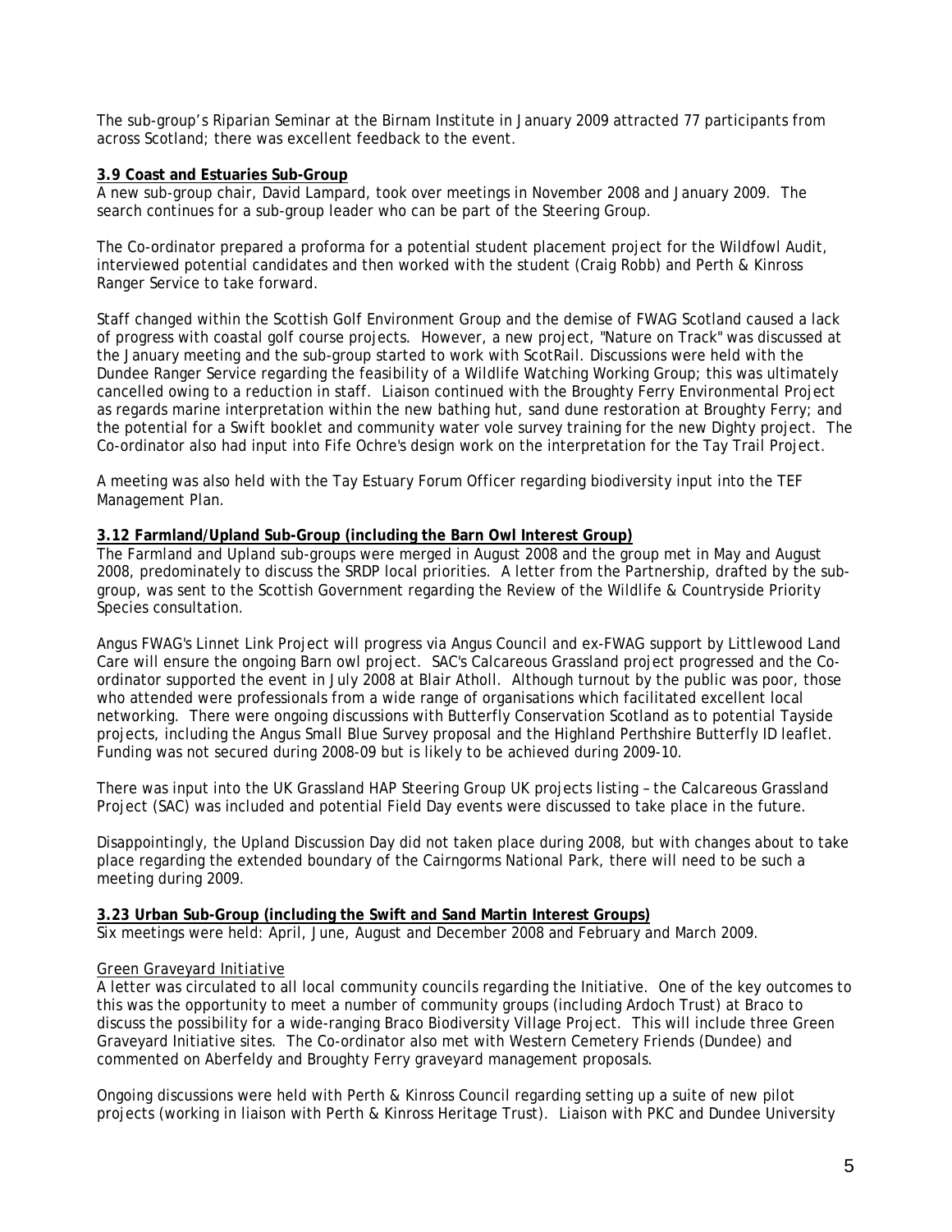The sub-group's Riparian Seminar at the Birnam Institute in January 2009 attracted 77 participants from across Scotland; there was excellent feedback to the event.

**3.9 Coast and Estuaries Sub-Group**

A new sub-group chair, David Lampard, took over meetings in November 2008 and January 2009. The search continues for a sub-group leader who can be part of the Steering Group.

The Co-ordinator prepared a proforma for a potential student placement project for the Wildfowl Audit, interviewed potential candidates and then worked with the student (Craig Robb) and Perth & Kinross Ranger Service to take forward.

Staff changed within the Scottish Golf Environment Group and the demise of FWAG Scotland caused a lack of progress with coastal golf course projects. However, a new project, "Nature on Track" was discussed at the January meeting and the sub-group started to work with ScotRail. Discussions were held with the Dundee Ranger Service regarding the feasibility of a Wildlife Watching Working Group; this was ultimately cancelled owing to a reduction in staff. Liaison continued with the Broughty Ferry Environmental Project as regards marine interpretation within the new bathing hut, sand dune restoration at Broughty Ferry; and the potential for a Swift booklet and community water vole survey training for the new Dighty project. The Co-ordinator also had input into Fife Ochre's design work on the interpretation for the Tay Trail Project.

A meeting was also held with the Tay Estuary Forum Officer regarding biodiversity input into the TEF Management Plan.

**3.12 Farmland/Upland Sub-Group (including the Barn Owl Interest Group)**

The Farmland and Upland sub-groups were merged in August 2008 and the group met in May and August 2008, predominately to discuss the SRDP local priorities. A letter from the Partnership, drafted by the sub-group, was sent to the Scottish Government regarding the Review of the Wildlife & Countryside Priority Species consultation.

Angus FWAG's Linnet Link Project will progress via Angus Council and ex-FWAG support by Littlewood Land Care will ensure the ongoing Barn owl project. SAC's Calcareous Grassland project progressed and the Co-ordinator supported the event in July 2008 at Blair Atholl. Although turnout by the public was poor, those who attended were professionals from a wide range of organisations which facilitated excellent local networking. There were ongoing discussions with Butterfly Conservation Scotland as to potential Tayside projects, including the Angus Small Blue Survey proposal and the Highland Perthshire Butterfly ID leaflet. Funding was not secured during 2008-09 but is likely to be achieved during 2009-10.

There was input into the UK Grassland HAP Steering Group UK projects listing – the Calcareous Grassland Project (SAC) was included and potential Field Day events were discussed to take place in the future.

Disappointingly, the Upland Discussion Day did not taken place during 2008, but with changes about to take place regarding the extended boundary of the Cairngorms National Park, there will need to be such a meeting during 2009.

**3.23 Urban Sub-Group (including the Swift and Sand Martin Interest Groups)**

Six meetings were held: April, June, August and December 2008 and February and March 2009.

Green Graveyard Initiative

A letter was circulated to all local community councils regarding the Initiative. One of the key outcomes to this was the opportunity to meet a number of community groups (including Ardoch Trust) at Braco to discuss the possibility for a wide-ranging Braco Biodiversity Village Project. This will include three Green Graveyard Initiative sites. The Co-ordinator also met with Western Cemetery Friends (Dundee) and commented on Aberfeldy and Broughty Ferry graveyard management proposals.

Ongoing discussions were held with Perth & Kinross Council regarding setting up a suite of new pilot projects (working in liaison with Perth & Kinross Heritage Trust). Liaison with PKC and Dundee University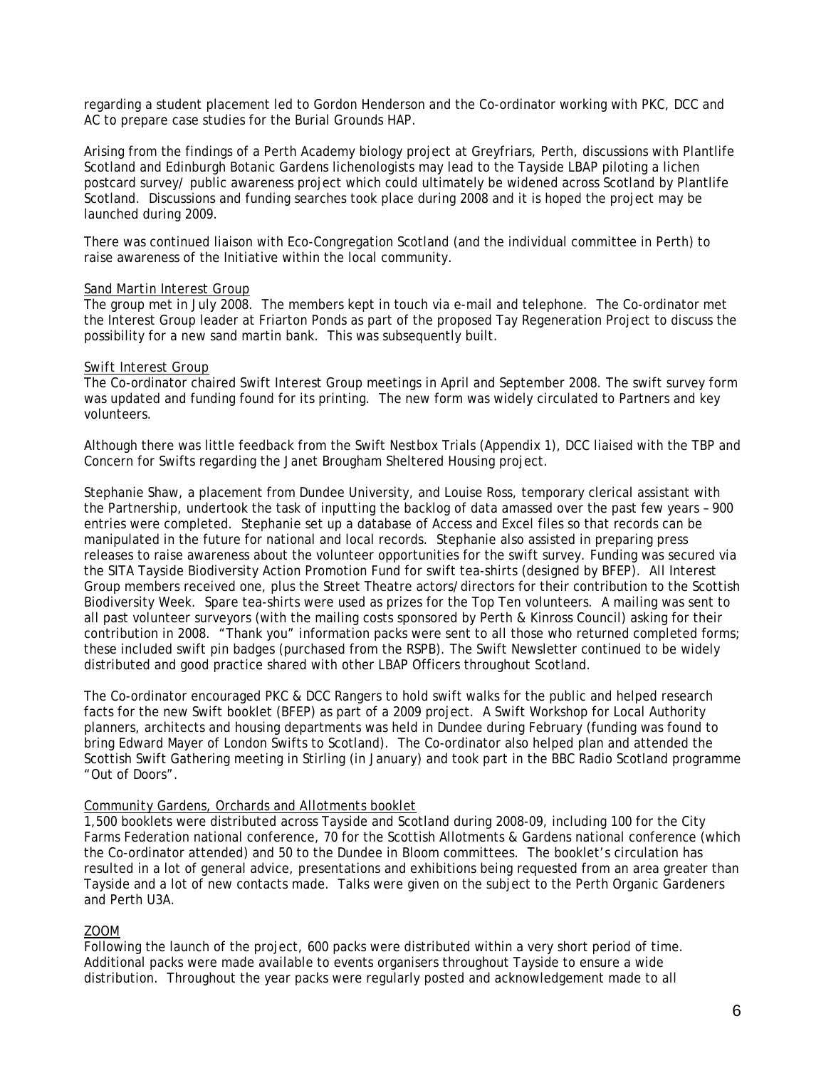regarding a student placement led to Gordon Henderson and the Co-ordinator working with PKC, DCC and AC to prepare case studies for the Burial Grounds HAP.

Arising from the findings of a Perth Academy biology project at Greyfriars, Perth, discussions with Plantlife Scotland and Edinburgh Botanic Gardens lichenologists may lead to the Tayside LBAP piloting a lichen postcard survey/ public awareness project which could ultimately be widened across Scotland by Plantlife Scotland. Discussions and funding searches took place during 2008 and it is hoped the project may be launched during 2009.

There was continued liaison with Eco-Congregation Scotland (and the individual committee in Perth) to raise awareness of the Initiative within the local community.

Sand Martin Interest Group

The group met in July 2008. The members kept in touch via e-mail and telephone. The Co-ordinator met the Interest Group leader at Friarton Ponds as part of the proposed Tay Regeneration Project to discuss the possibility for a new sand martin bank. This was subsequently built.

Swift Interest Group

The Co-ordinator chaired Swift Interest Group meetings in April and September 2008. The swift survey form was updated and funding found for its printing. The new form was widely circulated to Partners and key volunteers.

Although there was little feedback from the Swift Nestbox Trials (Appendix 1), DCC liaised with the TBP and Concern for Swifts regarding the Janet Brougham Sheltered Housing project.

Stephanie Shaw, a placement from Dundee University, and Louise Ross, temporary clerical assistant with the Partnership, undertook the task of inputting the backlog of data amassed over the past few years – 900 entries were completed. Stephanie set up a database of Access and Excel files so that records can be manipulated in the future for national and local records. Stephanie also assisted in preparing press releases to raise awareness about the volunteer opportunities for the swift survey. Funding was secured via the SITA Tayside Biodiversity Action Promotion Fund for swift tea-shirts (designed by BFEP). All Interest Group members received one, plus the Street Theatre actors/directors for their contribution to the Scottish Biodiversity Week. Spare tea-shirts were used as prizes for the Top Ten volunteers. A mailing was sent to all past volunteer surveyors (with the mailing costs sponsored by Perth & Kinross Council) asking for their contribution in 2008. "Thank you" information packs were sent to all those who returned completed forms; these included swift pin badges (purchased from the RSPB). The Swift Newsletter continued to be widely distributed and good practice shared with other LBAP Officers throughout Scotland.

The Co-ordinator encouraged PKC & DCC Rangers to hold swift walks for the public and helped research facts for the new Swift booklet (BFEP) as part of a 2009 project. A Swift Workshop for Local Authority planners, architects and housing departments was held in Dundee during February (funding was found to bring Edward Mayer of London Swifts to Scotland). The Co-ordinator also helped plan and attended the Scottish Swift Gathering meeting in Stirling (in January) and took part in the BBC Radio Scotland programme "Out of Doors".

Community Gardens, Orchards and Allotments booklet

1,500 booklets were distributed across Tayside and Scotland during 2008-09, including 100 for the City Farms Federation national conference, 70 for the Scottish Allotments & Gardens national conference (which the Co-ordinator attended) and 50 to the Dundee in Bloom committees. The booklet's circulation has resulted in a lot of general advice, presentations and exhibitions being requested from an area greater than Tayside and a lot of new contacts made. Talks were given on the subject to the Perth Organic Gardeners and Perth U3A.

ZOOM

Following the launch of the project, 600 packs were distributed within a very short period of time. Additional packs were made available to events organisers throughout Tayside to ensure a wide distribution. Throughout the year packs were regularly posted and acknowledgement made to all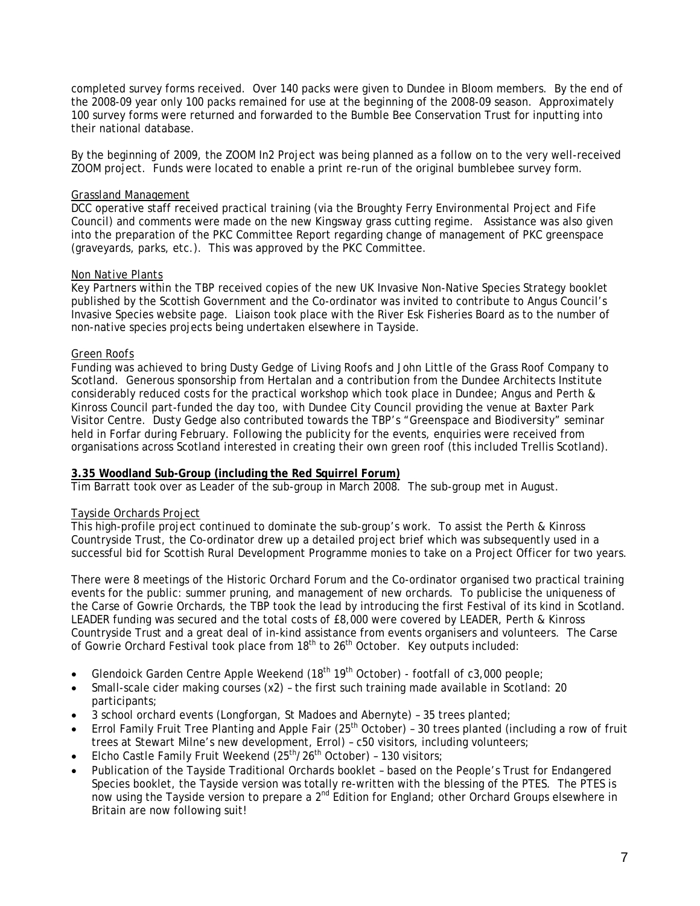completed survey forms received. Over 140 packs were given to Dundee in Bloom members. By the end of the 2008-09 year only 100 packs remained for use at the beginning of the 2008-09 season. Approximately 100 survey forms were returned and forwarded to the Bumble Bee Conservation Trust for inputting into their national database.

By the beginning of 2009, the ZOOM In2 Project was being planned as a follow on to the very well-received ZOOM project. Funds were located to enable a print re-run of the original bumblebee survey form.

Grassland Management

DCC operative staff received practical training (via the Broughty Ferry Environmental Project and Fife Council) and comments were made on the new Kingsway grass cutting regime. Assistance was also given into the preparation of the PKC Committee Report regarding change of management of PKC greenspace (graveyards, parks, etc.). This was approved by the PKC Committee.

Non Native Plants

Key Partners within the TBP received copies of the new UK Invasive Non-Native Species Strategy booklet published by the Scottish Government and the Co-ordinator was invited to contribute to Angus Council's Invasive Species website page. Liaison took place with the River Esk Fisheries Board as to the number of non-native species projects being undertaken elsewhere in Tayside.

Green Roofs

Funding was achieved to bring Dusty Gedge of Living Roofs and John Little of the Grass Roof Company to Scotland. Generous sponsorship from Hertalan and a contribution from the Dundee Architects Institute considerably reduced costs for the practical workshop which took place in Dundee; Angus and Perth & Kinross Council part-funded the day too, with Dundee City Council providing the venue at Baxter Park Visitor Centre. Dusty Gedge also contributed towards the TBP's "Greenspace and Biodiversity" seminar held in Forfar during February. Following the publicity for the events, enquiries were received from organisations across Scotland interested in creating their own green roof (this included Trellis Scotland).

**3.35 Woodland Sub-Group (including the Red Squirrel Forum)**

Tim Barratt took over as Leader of the sub-group in March 2008. The sub-group met in August.

Tayside Orchards Project

This high-profile project continued to dominate the sub-group's work. To assist the Perth & Kinross Countryside Trust, the Co-ordinator drew up a detailed project brief which was subsequently used in a successful bid for Scottish Rural Development Programme monies to take on a Project Officer for two years.

There were 8 meetings of the Historic Orchard Forum and the Co-ordinator organised two practical training events for the public: summer pruning, and management of new orchards. To publicise the uniqueness of the Carse of Gowrie Orchards, the TBP took the lead by introducing the first Festival of its kind in Scotland. LEADER funding was secured and the total costs of £8,000 were covered by LEADER, Perth & Kinross Countryside Trust and a great deal of in-kind assistance from events organisers and volunteers. The Carse of Gowrie Orchard Festival took place from 18th to 26th October. Key outputs included:

- Glendoick Garden Centre Apple Weekend (18th 19th October) - footfall of c3,000 people;
- Small-scale cider making courses (x2) – the first such training made available in Scotland: 20 participants;
- 3 school orchard events (Longforgan, St Madoes and Abernyte) – 35 trees planted;
- Errol Family Fruit Tree Planting and Apple Fair (25th October) – 30 trees planted (including a row of fruit trees at Stewart Milne's new development, Errol) – c50 visitors, including volunteers;
- Elcho Castle Family Fruit Weekend (25th/26th October) – 130 visitors;
- Publication of the Tayside Traditional Orchards booklet – based on the People's Trust for Endangered Species booklet, the Tayside version was totally re-written with the blessing of the PTES. The PTES is now using the Tayside version to prepare a 2nd Edition for England; other Orchard Groups elsewhere in Britain are now following suit!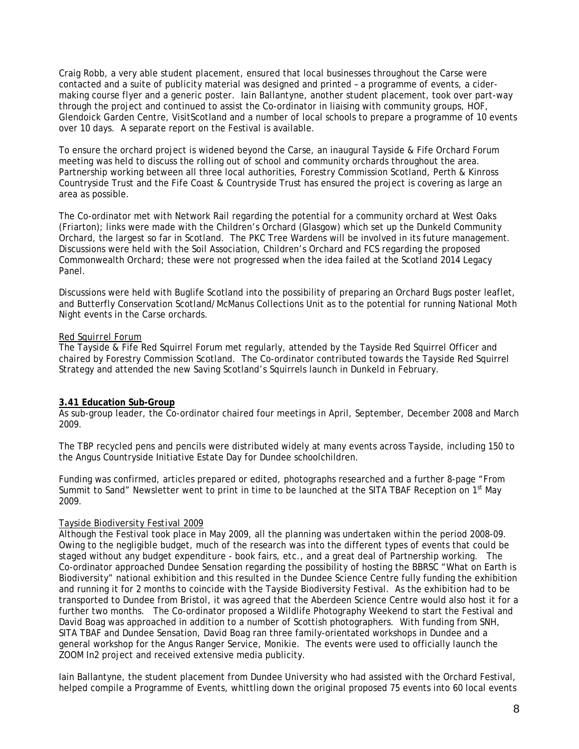Craig Robb, a very able student placement, ensured that local businesses throughout the Carse were contacted and a suite of publicity material was designed and printed – a programme of events, a cider-making course flyer and a generic poster. Iain Ballantyne, another student placement, took over part-way through the project and continued to assist the Co-ordinator in liaising with community groups, HOF, Glendoick Garden Centre, VisitScotland and a number of local schools to prepare a programme of 10 events over 10 days. A separate report on the Festival is available.

To ensure the orchard project is widened beyond the Carse, an inaugural Tayside & Fife Orchard Forum meeting was held to discuss the rolling out of school and community orchards throughout the area. Partnership working between all three local authorities, Forestry Commission Scotland, Perth & Kinross Countryside Trust and the Fife Coast & Countryside Trust has ensured the project is covering as large an area as possible.

The Co-ordinator met with Network Rail regarding the potential for a community orchard at West Oaks (Friarton); links were made with the Children's Orchard (Glasgow) which set up the Dunkeld Community Orchard, the largest so far in Scotland. The PKC Tree Wardens will be involved in its future management. Discussions were held with the Soil Association, Children's Orchard and FCS regarding the proposed Commonwealth Orchard; these were not progressed when the idea failed at the Scotland 2014 Legacy Panel.

Discussions were held with Buglife Scotland into the possibility of preparing an Orchard Bugs poster leaflet, and Butterfly Conservation Scotland/McManus Collections Unit as to the potential for running National Moth Night events in the Carse orchards.

Red Squirrel Forum

The Tayside & Fife Red Squirrel Forum met regularly, attended by the Tayside Red Squirrel Officer and chaired by Forestry Commission Scotland. The Co-ordinator contributed towards the Tayside Red Squirrel Strategy and attended the new Saving Scotland's Squirrels launch in Dunkeld in February.

**3.41 Education Sub-Group**

As sub-group leader, the Co-ordinator chaired four meetings in April, September, December 2008 and March 2009.

The TBP recycled pens and pencils were distributed widely at many events across Tayside, including 150 to the Angus Countryside Initiative Estate Day for Dundee schoolchildren.

Funding was confirmed, articles prepared or edited, photographs researched and a further 8-page "From Summit to Sand" Newsletter went to print in time to be launched at the SITA TBAF Reception on 1st May 2009.

Tayside Biodiversity Festival 2009

Although the Festival took place in May 2009, all the planning was undertaken within the period 2008-09. Owing to the negligible budget, much of the research was into the different types of events that could be staged without any budget expenditure - book fairs, etc., and a great deal of Partnership working. The Co-ordinator approached Dundee Sensation regarding the possibility of hosting the BBRSC "What on Earth is Biodiversity" national exhibition and this resulted in the Dundee Science Centre fully funding the exhibition and running it for 2 months to coincide with the Tayside Biodiversity Festival. As the exhibition had to be transported to Dundee from Bristol, it was agreed that the Aberdeen Science Centre would also host it for a further two months. The Co-ordinator proposed a Wildlife Photography Weekend to start the Festival and David Boag was approached in addition to a number of Scottish photographers. With funding from SNH, SITA TBAF and Dundee Sensation, David Boag ran three family-orientated workshops in Dundee and a general workshop for the Angus Ranger Service, Monikie. The events were used to officially launch the ZOOM In2 project and received extensive media publicity.

Iain Ballantyne, the student placement from Dundee University who had assisted with the Orchard Festival, helped compile a Programme of Events, whittling down the original proposed 75 events into 60 local events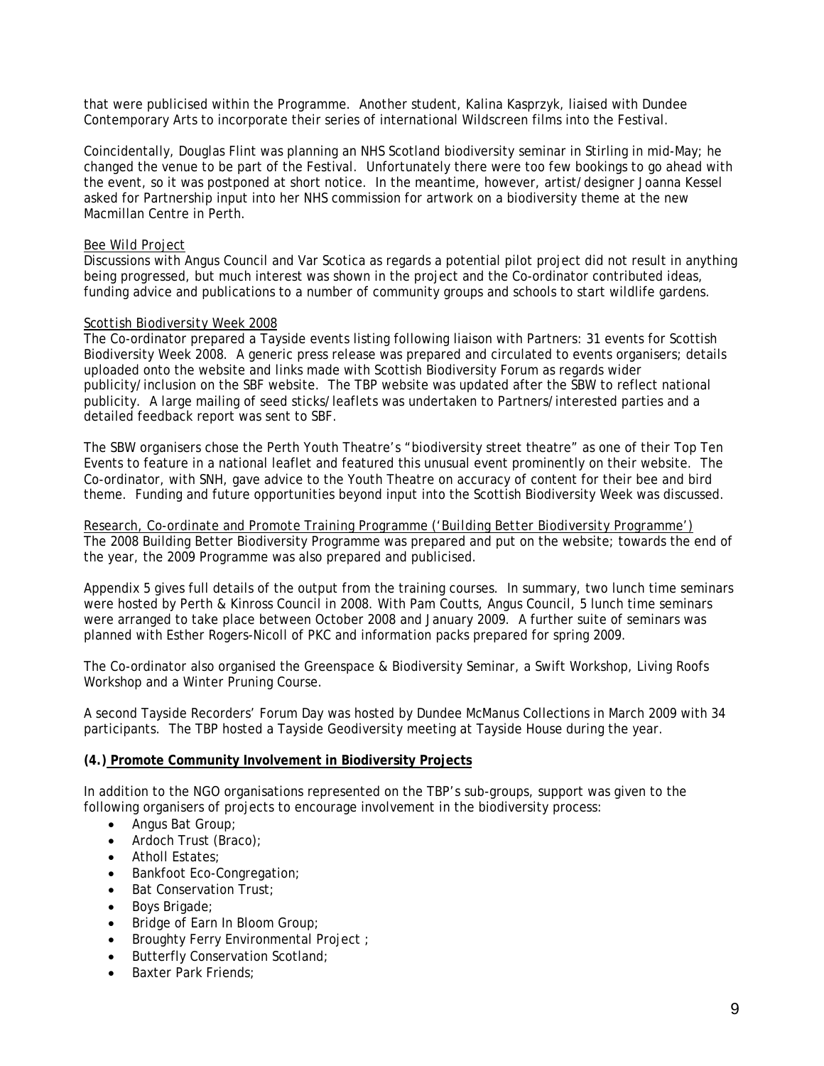that were publicised within the Programme. Another student, Kalina Kasprzyk, liaised with Dundee Contemporary Arts to incorporate their series of international Wildscreen films into the Festival.

Coincidentally, Douglas Flint was planning an NHS Scotland biodiversity seminar in Stirling in mid-May; he changed the venue to be part of the Festival. Unfortunately there were too few bookings to go ahead with the event, so it was postponed at short notice. In the meantime, however, artist/designer Joanna Kessel asked for Partnership input into her NHS commission for artwork on a biodiversity theme at the new Macmillan Centre in Perth.

Bee Wild Project

Discussions with Angus Council and Var Scotica as regards a potential pilot project did not result in anything being progressed, but much interest was shown in the project and the Co-ordinator contributed ideas, funding advice and publications to a number of community groups and schools to start wildlife gardens.

Scottish Biodiversity Week 2008

The Co-ordinator prepared a Tayside events listing following liaison with Partners: 31 events for Scottish Biodiversity Week 2008. A generic press release was prepared and circulated to events organisers; details uploaded onto the website and links made with Scottish Biodiversity Forum as regards wider publicity/inclusion on the SBF website. The TBP website was updated after the SBW to reflect national publicity. A large mailing of seed sticks/leaflets was undertaken to Partners/interested parties and a detailed feedback report was sent to SBF.

The SBW organisers chose the Perth Youth Theatre's "biodiversity street theatre" as one of their Top Ten Events to feature in a national leaflet and featured this unusual event prominently on their website. The Co-ordinator, with SNH, gave advice to the Youth Theatre on accuracy of content for their bee and bird theme. Funding and future opportunities beyond input into the Scottish Biodiversity Week was discussed.

Research, Co-ordinate and Promote Training Programme ('Building Better Biodiversity Programme')

The 2008 Building Better Biodiversity Programme was prepared and put on the website; towards the end of the year, the 2009 Programme was also prepared and publicised.

Appendix 5 gives full details of the output from the training courses. In summary, two lunch time seminars were hosted by Perth & Kinross Council in 2008. With Pam Coutts, Angus Council, 5 lunch time seminars were arranged to take place between October 2008 and January 2009. A further suite of seminars was planned with Esther Rogers-Nicoll of PKC and information packs prepared for spring 2009.

The Co-ordinator also organised the Greenspace & Biodiversity Seminar, a Swift Workshop, Living Roofs Workshop and a Winter Pruning Course.

A second Tayside Recorders' Forum Day was hosted by Dundee McManus Collections in March 2009 with 34 participants. The TBP hosted a Tayside Geodiversity meeting at Tayside House during the year.

**(4.) Promote Community Involvement in Biodiversity Projects**

In addition to the NGO organisations represented on the TBP's sub-groups, support was given to the following organisers of projects to encourage involvement in the biodiversity process:

- Angus Bat Group;
- Ardoch Trust (Braco);
- Atholl Estates;
- Bankfoot Eco-Congregation;
- Bat Conservation Trust;
- Boys Brigade;
- Bridge of Earn In Bloom Group;
- Broughty Ferry Environmental Project ;
- Butterfly Conservation Scotland;
- Baxter Park Friends;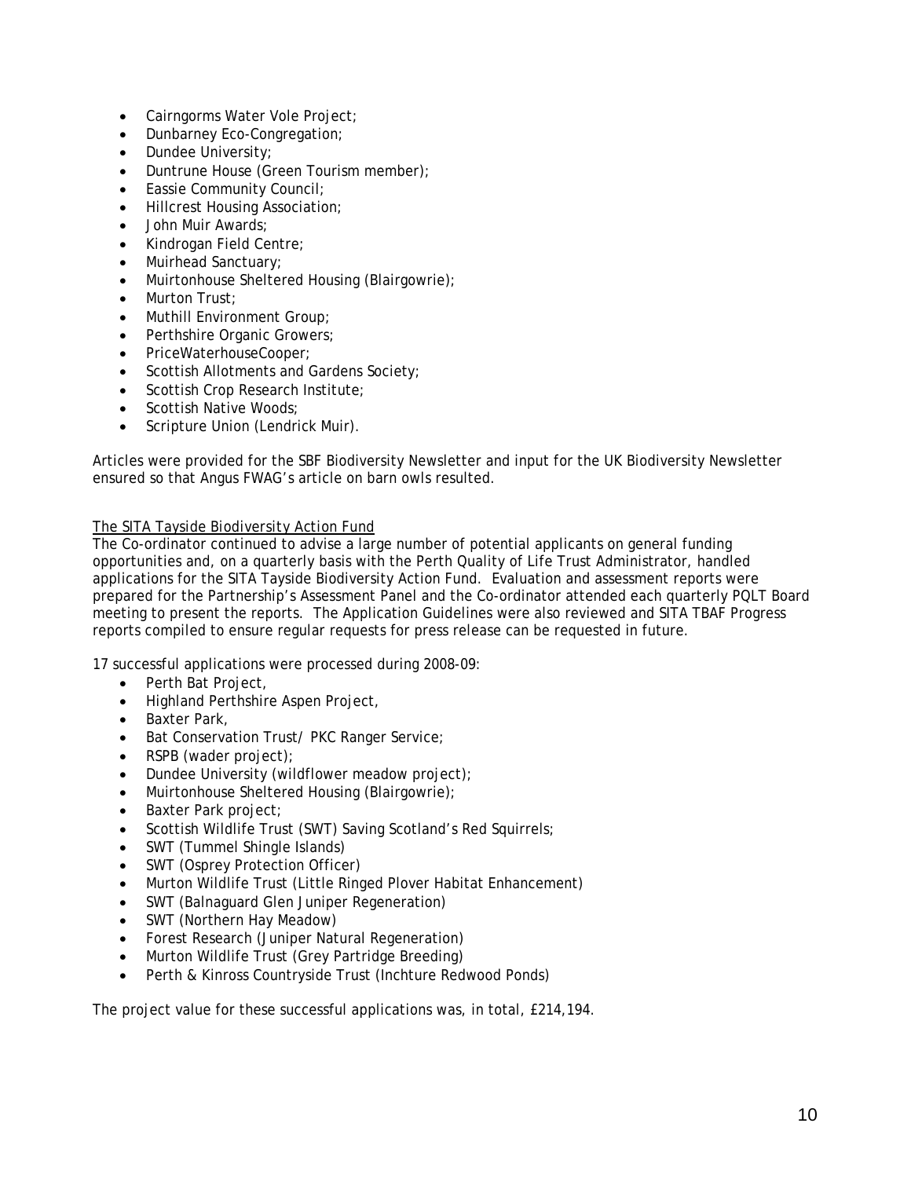- Cairngorms Water Vole Project;
- Dunbarney Eco-Congregation;
- Dundee University;
- Duntrune House (Green Tourism member);
- Eassie Community Council;
- Hillcrest Housing Association;
- John Muir Awards;
- Kindrogan Field Centre;
- Muirhead Sanctuary;
- Muirtonhouse Sheltered Housing (Blairgowrie);
- Murton Trust;
- Muthill Environment Group;
- Perthshire Organic Growers;
- PriceWaterhouseCooper;
- Scottish Allotments and Gardens Society;
- Scottish Crop Research Institute;
- Scottish Native Woods;
- Scripture Union (Lendrick Muir).

Articles were provided for the SBF Biodiversity Newsletter and input for the UK Biodiversity Newsletter ensured so that Angus FWAG's article on barn owls resulted.

<u>The SITA Tayside Biodiversity Action Fund</u>

The Co-ordinator continued to advise a large number of potential applicants on general funding opportunities and, on a quarterly basis with the Perth Quality of Life Trust Administrator, handled applications for the SITA Tayside Biodiversity Action Fund. Evaluation and assessment reports were prepared for the Partnership's Assessment Panel and the Co-ordinator attended each quarterly PQLT Board meeting to present the reports. The Application Guidelines were also reviewed and SITA TBAF Progress reports compiled to ensure regular requests for press release can be requested in future.

17 successful applications were processed during 2008-09:

- Perth Bat Project,
- Highland Perthshire Aspen Project,
- Baxter Park,
- Bat Conservation Trust/ PKC Ranger Service;
- RSPB (wader project);
- Dundee University (wildflower meadow project);
- Muirtonhouse Sheltered Housing (Blairgowrie);
- Baxter Park project;
- Scottish Wildlife Trust (SWT) Saving Scotland's Red Squirrels;
- SWT (Tummel Shingle Islands)
- SWT (Osprey Protection Officer)
- Murton Wildlife Trust (Little Ringed Plover Habitat Enhancement)
- SWT (Balnaguard Glen Juniper Regeneration)
- SWT (Northern Hay Meadow)
- Forest Research (Juniper Natural Regeneration)
- Murton Wildlife Trust (Grey Partridge Breeding)
- Perth & Kinross Countryside Trust (Inchture Redwood Ponds)

The project value for these successful applications was, in total, £214,194.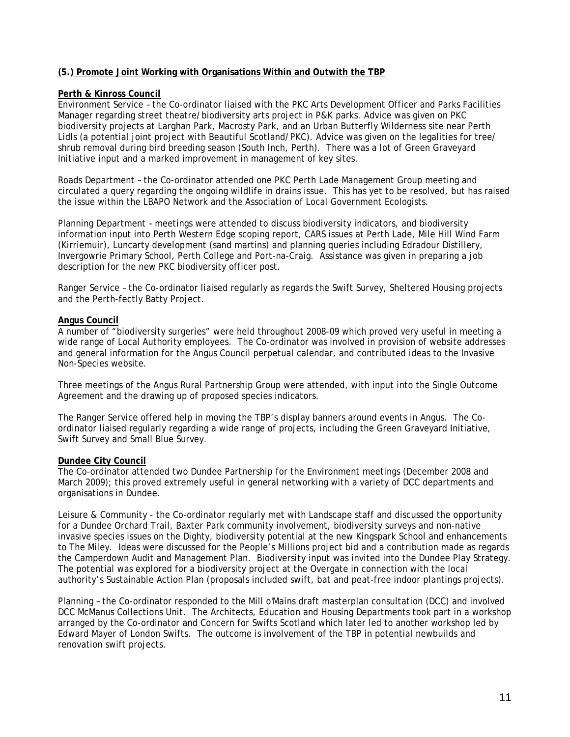**(5.) Promote Joint Working with Organisations Within and Outwith the TBP**

**Perth & Kinross Council**

Environment Service – the Co-ordinator liaised with the PKC Arts Development Officer and Parks Facilities Manager regarding street theatre/biodiversity arts project in P&K parks. Advice was given on PKC biodiversity projects at Larghan Park, Macrosty Park, and an Urban Butterfly Wilderness site near Perth Lidls (a potential joint project with Beautiful Scotland/PKC). Advice was given on the legalities for tree/shrub removal during bird breeding season (South Inch, Perth). There was a lot of Green Graveyard Initiative input and a marked improvement in management of key sites.

Roads Department – the Co-ordinator attended one PKC Perth Lade Management Group meeting and circulated a query regarding the ongoing wildlife in drains issue. This has yet to be resolved, but has raised the issue within the LBAPO Network and the Association of Local Government Ecologists.

Planning Department – meetings were attended to discuss biodiversity indicators, and biodiversity information input into Perth Western Edge scoping report, CARS issues at Perth Lade, Mile Hill Wind Farm (Kirriemuir), Luncarty development (sand martins) and planning queries including Edradour Distillery, Invergowrie Primary School, Perth College and Port-na-Craig. Assistance was given in preparing a job description for the new PKC biodiversity officer post.

Ranger Service – the Co-ordinator liaised regularly as regards the Swift Survey, Sheltered Housing projects and the Perth-fectly Batty Project.

**Angus Council**

A number of "biodiversity surgeries" were held throughout 2008-09 which proved very useful in meeting a wide range of Local Authority employees. The Co-ordinator was involved in provision of website addresses and general information for the Angus Council perpetual calendar, and contributed ideas to the Invasive Non-Species website.

Three meetings of the Angus Rural Partnership Group were attended, with input into the Single Outcome Agreement and the drawing up of proposed species indicators.

The Ranger Service offered help in moving the TBP's display banners around events in Angus. The Co-ordinator liaised regularly regarding a wide range of projects, including the Green Graveyard Initiative, Swift Survey and Small Blue Survey.

**Dundee City Council**

The Co-ordinator attended two Dundee Partnership for the Environment meetings (December 2008 and March 2009); this proved extremely useful in general networking with a variety of DCC departments and organisations in Dundee.

Leisure & Community - the Co-ordinator regularly met with Landscape staff and discussed the opportunity for a Dundee Orchard Trail, Baxter Park community involvement, biodiversity surveys and non-native invasive species issues on the Dighty, biodiversity potential at the new Kingspark School and enhancements to The Miley. Ideas were discussed for the People's Millions project bid and a contribution made as regards the Camperdown Audit and Management Plan. Biodiversity input was invited into the Dundee Play Strategy. The potential was explored for a biodiversity project at the Overgate in connection with the local authority's Sustainable Action Plan (proposals included swift, bat and peat-free indoor plantings projects).

Planning – the Co-ordinator responded to the Mill o'Mains draft masterplan consultation (DCC) and involved DCC McManus Collections Unit. The Architects, Education and Housing Departments took part in a workshop arranged by the Co-ordinator and Concern for Swifts Scotland which later led to another workshop led by Edward Mayer of London Swifts. The outcome is involvement of the TBP in potential newbuilds and renovation swift projects.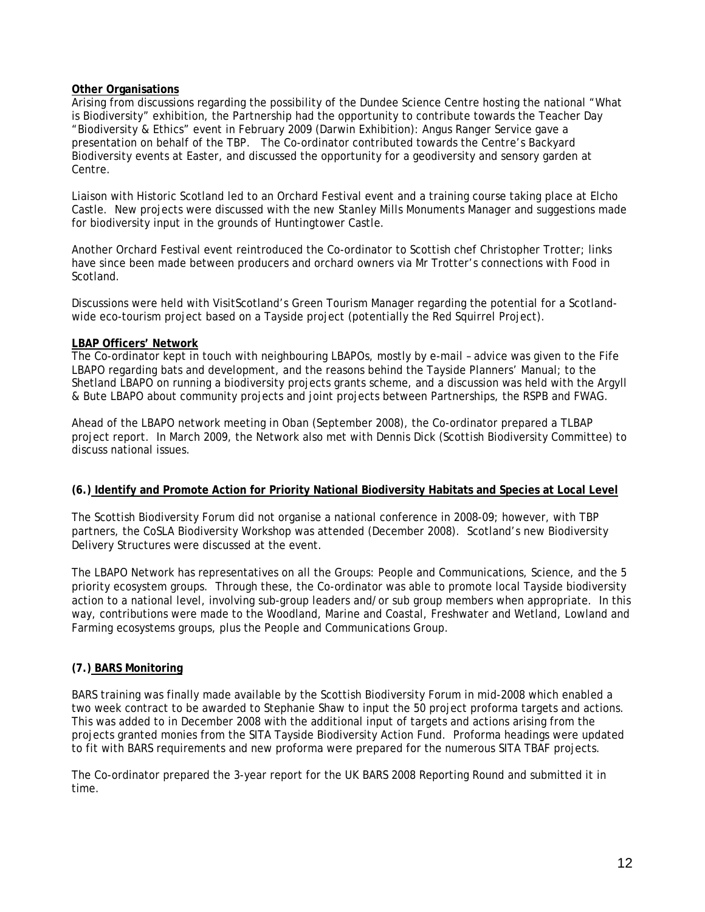**Other Organisations**

Arising from discussions regarding the possibility of the Dundee Science Centre hosting the national "What is Biodiversity" exhibition, the Partnership had the opportunity to contribute towards the Teacher Day "Biodiversity & Ethics" event in February 2009 (Darwin Exhibition): Angus Ranger Service gave a presentation on behalf of the TBP. The Co-ordinator contributed towards the Centre's Backyard Biodiversity events at Easter, and discussed the opportunity for a geodiversity and sensory garden at Centre.

Liaison with Historic Scotland led to an Orchard Festival event and a training course taking place at Elcho Castle. New projects were discussed with the new Stanley Mills Monuments Manager and suggestions made for biodiversity input in the grounds of Huntingtower Castle.

Another Orchard Festival event reintroduced the Co-ordinator to Scottish chef Christopher Trotter; links have since been made between producers and orchard owners via Mr Trotter's connections with Food in Scotland.

Discussions were held with VisitScotland's Green Tourism Manager regarding the potential for a Scotland-wide eco-tourism project based on a Tayside project (potentially the Red Squirrel Project).

**LBAP Officers' Network**

The Co-ordinator kept in touch with neighbouring LBAPOs, mostly by e-mail – advice was given to the Fife LBAPO regarding bats and development, and the reasons behind the Tayside Planners' Manual; to the Shetland LBAPO on running a biodiversity projects grants scheme, and a discussion was held with the Argyll & Bute LBAPO about community projects and joint projects between Partnerships, the RSPB and FWAG.

Ahead of the LBAPO network meeting in Oban (September 2008), the Co-ordinator prepared a TLBAP project report. In March 2009, the Network also met with Dennis Dick (Scottish Biodiversity Committee) to discuss national issues.

**(6.) Identify and Promote Action for Priority National Biodiversity Habitats and Species at Local Level**

The Scottish Biodiversity Forum did not organise a national conference in 2008-09; however, with TBP partners, the CoSLA Biodiversity Workshop was attended (December 2008). Scotland's new Biodiversity Delivery Structures were discussed at the event.

The LBAPO Network has representatives on all the Groups: People and Communications, Science, and the 5 priority ecosystem groups. Through these, the Co-ordinator was able to promote local Tayside biodiversity action to a national level, involving sub-group leaders and/or sub group members when appropriate. In this way, contributions were made to the Woodland, Marine and Coastal, Freshwater and Wetland, Lowland and Farming ecosystems groups, plus the People and Communications Group.

**(7.) BARS Monitoring**

BARS training was finally made available by the Scottish Biodiversity Forum in mid-2008 which enabled a two week contract to be awarded to Stephanie Shaw to input the 50 project proforma targets and actions. This was added to in December 2008 with the additional input of targets and actions arising from the projects granted monies from the SITA Tayside Biodiversity Action Fund. Proforma headings were updated to fit with BARS requirements and new proforma were prepared for the numerous SITA TBAF projects.

The Co-ordinator prepared the 3-year report for the UK BARS 2008 Reporting Round and submitted it in time.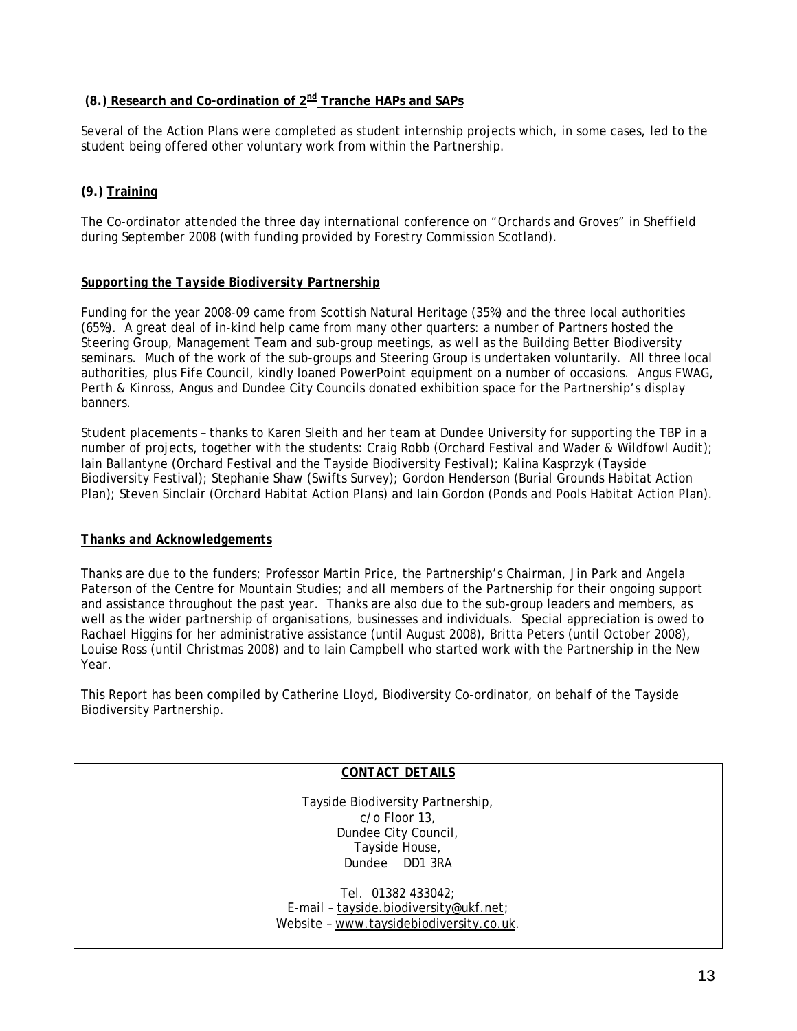### (8.) Research and Co-ordination of 2nd Tranche HAPs and SAPs

Several of the Action Plans were completed as student internship projects which, in some cases, led to the student being offered other voluntary work from within the Partnership.

### (9.) Training

The Co-ordinator attended the three day international conference on "Orchards and Groves" in Sheffield during September 2008 (with funding provided by Forestry Commission Scotland).

## *Supporting the Tayside Biodiversity Partnership*

Funding for the year 2008-09 came from Scottish Natural Heritage (35%) and the three local authorities (65%). A great deal of in-kind help came from many other quarters: a number of Partners hosted the Steering Group, Management Team and sub-group meetings, as well as the Building Better Biodiversity seminars. Much of the work of the sub-groups and Steering Group is undertaken voluntarily. All three local authorities, plus Fife Council, kindly loaned PowerPoint equipment on a number of occasions. Angus FWAG, Perth & Kinross, Angus and Dundee City Councils donated exhibition space for the Partnership's display banners.

Student placements – thanks to Karen Sleith and her team at Dundee University for supporting the TBP in a number of projects, together with the students: Craig Robb (Orchard Festival and Wader & Wildfowl Audit); Iain Ballantyne (Orchard Festival and the Tayside Biodiversity Festival); Kalina Kasprzyk (Tayside Biodiversity Festival); Stephanie Shaw (Swifts Survey); Gordon Henderson (Burial Grounds Habitat Action Plan); Steven Sinclair (Orchard Habitat Action Plans) and Iain Gordon (Ponds and Pools Habitat Action Plan).

## *Thanks and Acknowledgements*

Thanks are due to the funders; Professor Martin Price, the Partnership's Chairman, Jin Park and Angela Paterson of the Centre for Mountain Studies; and all members of the Partnership for their ongoing support and assistance throughout the past year. Thanks are also due to the sub-group leaders and members, as well as the wider partnership of organisations, businesses and individuals. Special appreciation is owed to Rachael Higgins for her administrative assistance (until August 2008), Britta Peters (until October 2008), Louise Ross (until Christmas 2008) and to Iain Campbell who started work with the Partnership in the New Year.

This Report has been compiled by Catherine Lloyd, Biodiversity Co-ordinator, on behalf of the Tayside Biodiversity Partnership.

**CONTACT DETAILS**

Tayside Biodiversity Partnership,
c/o Floor 13,
Dundee City Council,
Tayside House,
Dundee DD1 3RA

Tel. 01382 433042;
E-mail – tayside.biodiversity@ukf.net;
Website – www.taysidebiodiversity.co.uk.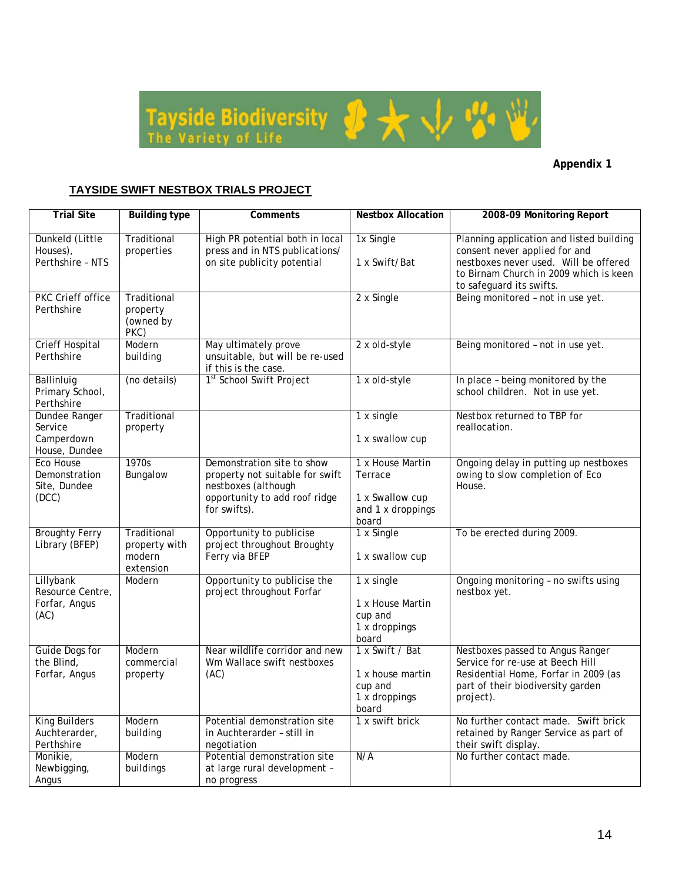**Appendix 1**

## TAYSIDE SWIFT NESTBOX TRIALS PROJECT

| Trial Site | Building type | Comments | Nestbox Allocation | 2008-09 Monitoring Report |
|---|---|---|---|---|
| Dunkeld (Little Houses), Perthshire – NTS | Traditional properties | High PR potential both in local press and in NTS publications/ on site publicity potential | 1x Single<br><br>1 x Swift/Bat | Planning application and listed building consent never applied for and nestboxes never used. Will be offered to Birnam Church in 2009 which is keen to safeguard its swifts. |
| PKC Crieff office Perthshire | Traditional property (owned by PKC) | | 2 x Single | Being monitored – not in use yet. |
| Crieff Hospital Perthshire | Modern building | May ultimately prove unsuitable, but will be re-used if this is the case. | 2 x old-style | Being monitored – not in use yet. |
| Ballinluig Primary School, Perthshire | (no details) | 1st School Swift Project | 1 x old-style | In place – being monitored by the school children. Not in use yet. |
| Dundee Ranger Service Camperdown House, Dundee | Traditional property | | 1 x single<br><br>1 x swallow cup | Nestbox returned to TBP for reallocation. |
| Eco House Demonstration Site, Dundee (DCC) | 1970s Bungalow | Demonstration site to show property not suitable for swift nestboxes (although opportunity to add roof ridge for swifts). | 1 x House Martin Terrace<br><br>1 x Swallow cup and 1 x droppings board | Ongoing delay in putting up nestboxes owing to slow completion of Eco House. |
| Broughty Ferry Library (BFEP) | Traditional property with modern extension | Opportunity to publicise project throughout Broughty Ferry via BFEP | 1 x Single<br><br>1 x swallow cup | To be erected during 2009. |
| Lillybank Resource Centre, Forfar, Angus (AC) | Modern | Opportunity to publicise the project throughout Forfar | 1 x single<br><br>1 x House Martin cup and<br>1 x droppings board | Ongoing monitoring – no swifts using nestbox yet. |
| Guide Dogs for the Blind, Forfar, Angus | Modern commercial property | Near wildlife corridor and new Wm Wallace swift nestboxes (AC) | 1 x Swift / Bat<br><br>1 x house martin cup and<br>1 x droppings board | Nestboxes passed to Angus Ranger Service for re-use at Beech Hill Residential Home, Forfar in 2009 (as part of their biodiversity garden project). |
| King Builders Auchterarder, Perthshire | Modern building | Potential demonstration site in Auchterarder – still in negotiation | 1 x swift brick | No further contact made. Swift brick retained by Ranger Service as part of their swift display. |
| Monikie, Newbigging, Angus | Modern buildings | Potential demonstration site at large rural development – no progress | N/A | No further contact made. |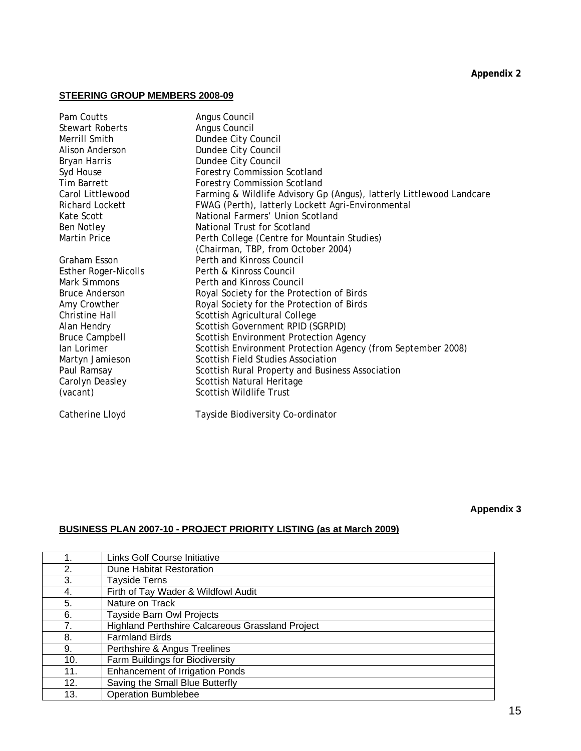Appendix 2

## STEERING GROUP MEMBERS 2008-09

| | |
|---|---|
| Pam Coutts | Angus Council |
| Stewart Roberts | Angus Council |
| Merrill Smith | Dundee City Council |
| Alison Anderson | Dundee City Council |
| Bryan Harris | Dundee City Council |
| Syd House | Forestry Commission Scotland |
| Tim Barrett | Forestry Commission Scotland |
| Carol Littlewood | Farming & Wildlife Advisory Gp (Angus), latterly Littlewood Landcare |
| Richard Lockett | FWAG (Perth), latterly Lockett Agri-Environmental |
| Kate Scott | National Farmers' Union Scotland |
| Ben Notley | National Trust for Scotland |
| Martin Price | Perth College (Centre for Mountain Studies) (Chairman, TBP, from October 2004) |
| Graham Esson | Perth and Kinross Council |
| Esther Roger-Nicolls | Perth & Kinross Council |
| Mark Simmons | Perth and Kinross Council |
| Bruce Anderson | Royal Society for the Protection of Birds |
| Amy Crowther | Royal Society for the Protection of Birds |
| Christine Hall | Scottish Agricultural College |
| Alan Hendry | Scottish Government RPID (SGRPID) |
| Bruce Campbell | Scottish Environment Protection Agency |
| Ian Lorimer | Scottish Environment Protection Agency (from September 2008) |
| Martyn Jamieson | Scottish Field Studies Association |
| Paul Ramsay | Scottish Rural Property and Business Association |
| Carolyn Deasley | Scottish Natural Heritage |
| (vacant) | Scottish Wildlife Trust |
| | |
| Catherine Lloyd | Tayside Biodiversity Co-ordinator |

Appendix 3

## BUSINESS PLAN 2007-10 - PROJECT PRIORITY LISTING (as at March 2009)

| | |
|---|---|
| 1. | Links Golf Course Initiative |
| 2. | Dune Habitat Restoration |
| 3. | Tayside Terns |
| 4. | Firth of Tay Wader & Wildfowl Audit |
| 5. | Nature on Track |
| 6. | Tayside Barn Owl Projects |
| 7. | Highland Perthshire Calcareous Grassland Project |
| 8. | Farmland Birds |
| 9. | Perthshire & Angus Treelines |
| 10. | Farm Buildings for Biodiversity |
| 11. | Enhancement of Irrigation Ponds |
| 12. | Saving the Small Blue Butterfly |
| 13. | Operation Bumblebee |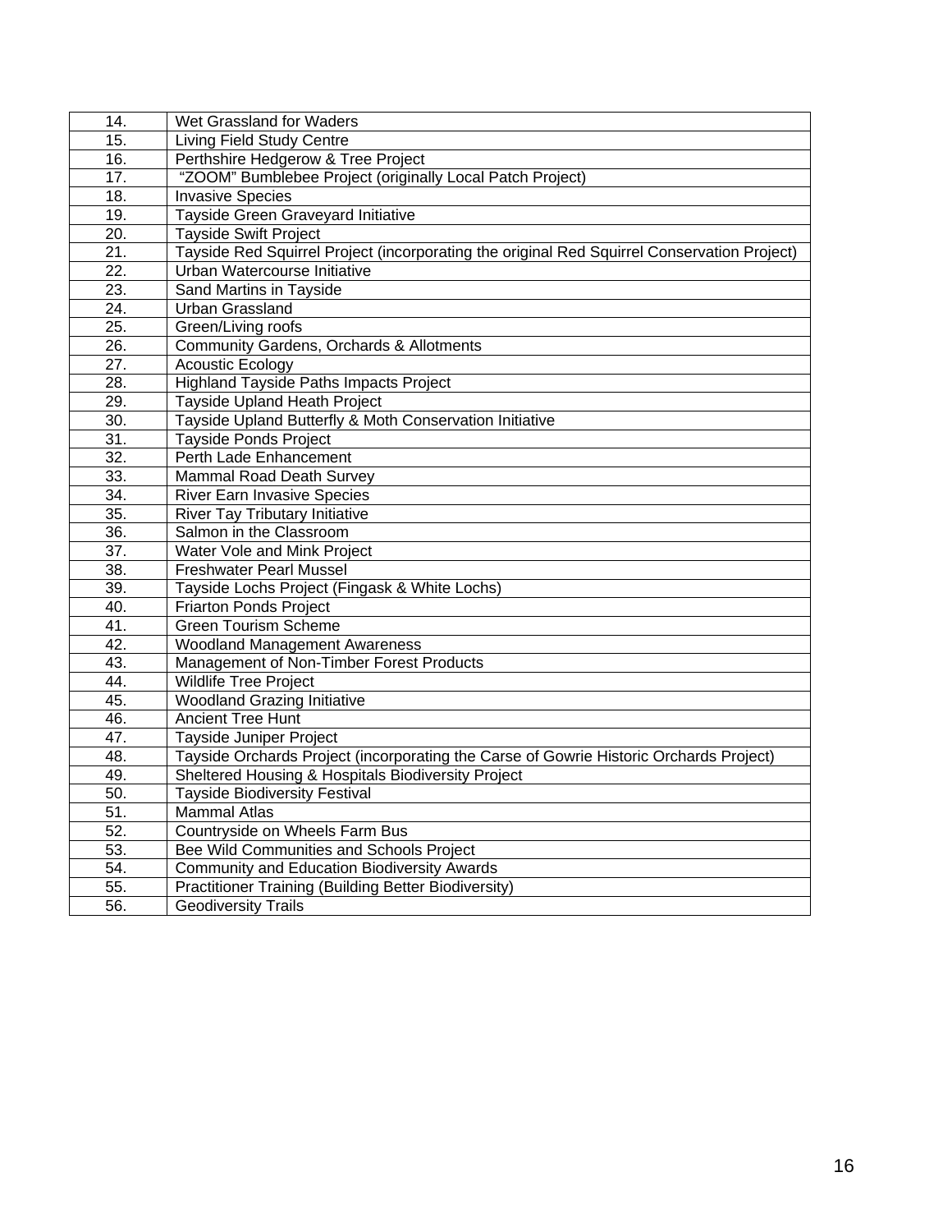| 14. | Wet Grassland for Waders |
|---|---|
| 15. | Living Field Study Centre |
| 16. | Perthshire Hedgerow & Tree Project |
| 17. | "ZOOM" Bumblebee Project (originally Local Patch Project) |
| 18. | Invasive Species |
| 19. | Tayside Green Graveyard Initiative |
| 20. | Tayside Swift Project |
| 21. | Tayside Red Squirrel Project (incorporating the original Red Squirrel Conservation Project) |
| 22. | Urban Watercourse Initiative |
| 23. | Sand Martins in Tayside |
| 24. | Urban Grassland |
| 25. | Green/Living roofs |
| 26. | Community Gardens, Orchards & Allotments |
| 27. | Acoustic Ecology |
| 28. | Highland Tayside Paths Impacts Project |
| 29. | Tayside Upland Heath Project |
| 30. | Tayside Upland Butterfly & Moth Conservation Initiative |
| 31. | Tayside Ponds Project |
| 32. | Perth Lade Enhancement |
| 33. | Mammal Road Death Survey |
| 34. | River Earn Invasive Species |
| 35. | River Tay Tributary Initiative |
| 36. | Salmon in the Classroom |
| 37. | Water Vole and Mink Project |
| 38. | Freshwater Pearl Mussel |
| 39. | Tayside Lochs Project (Fingask & White Lochs) |
| 40. | Friarton Ponds Project |
| 41. | Green Tourism Scheme |
| 42. | Woodland Management Awareness |
| 43. | Management of Non-Timber Forest Products |
| 44. | Wildlife Tree Project |
| 45. | Woodland Grazing Initiative |
| 46. | Ancient Tree Hunt |
| 47. | Tayside Juniper Project |
| 48. | Tayside Orchards Project (incorporating the Carse of Gowrie Historic Orchards Project) |
| 49. | Sheltered Housing & Hospitals Biodiversity Project |
| 50. | Tayside Biodiversity Festival |
| 51. | Mammal Atlas |
| 52. | Countryside on Wheels Farm Bus |
| 53. | Bee Wild Communities and Schools Project |
| 54. | Community and Education Biodiversity Awards |
| 55. | Practitioner Training (Building Better Biodiversity) |
| 56. | Geodiversity Trails |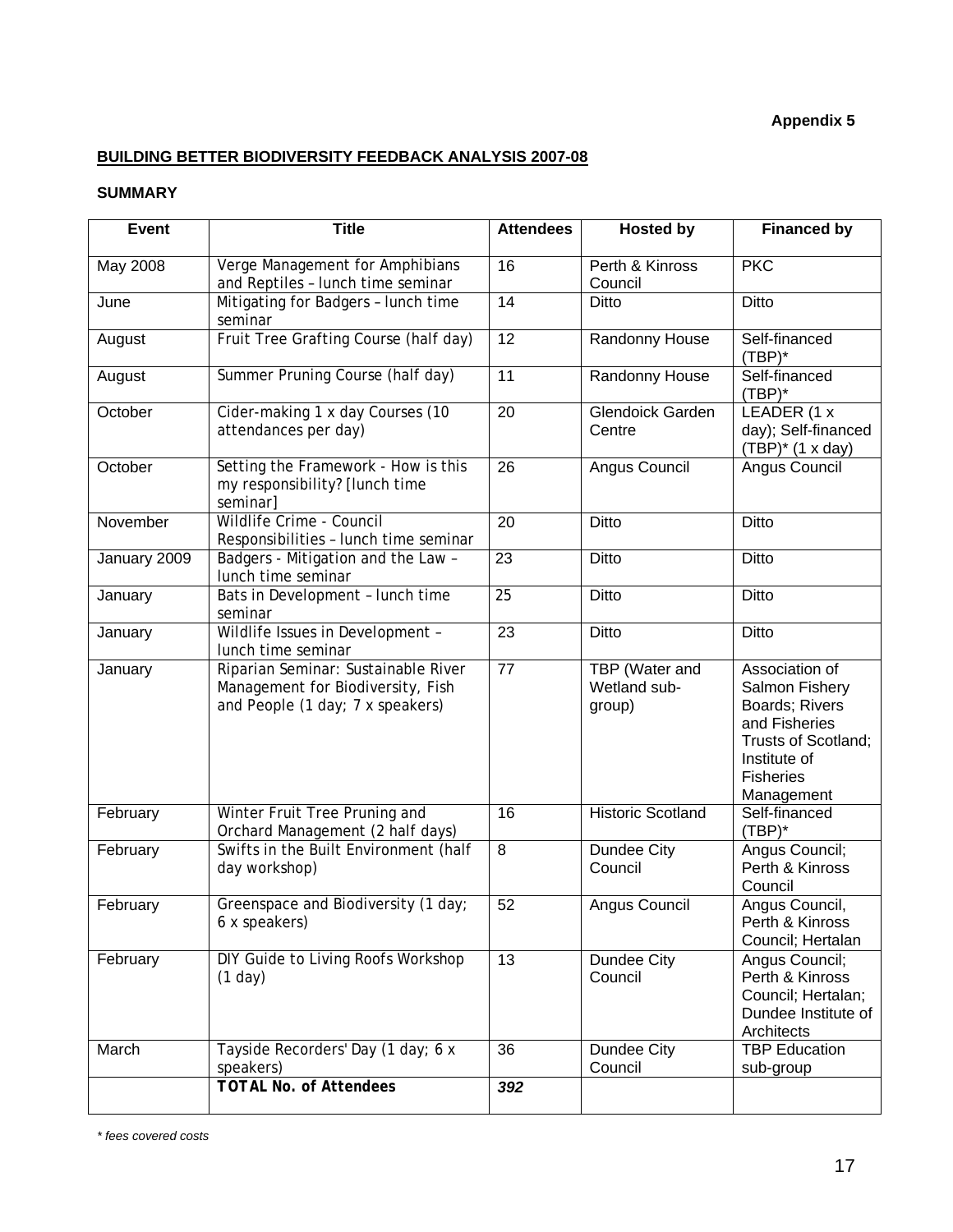**Appendix 5**

**BUILDING BETTER BIODIVERSITY FEEDBACK ANALYSIS 2007-08**

**SUMMARY**

| Event | Title | Attendees | Hosted by | Financed by |
|---|---|---|---|---|
| May 2008 | Verge Management for Amphibians and Reptiles – lunch time seminar | 16 | Perth & Kinross Council | PKC |
| June | Mitigating for Badgers – lunch time seminar | 14 | Ditto | Ditto |
| August | Fruit Tree Grafting Course (half day) | 12 | Randonny House | Self-financed (TBP)* |
| August | Summer Pruning Course (half day) | 11 | Randonny House | Self-financed (TBP)* |
| October | Cider-making 1 x day Courses (10 attendances per day) | 20 | Glendoick Garden Centre | LEADER (1 x day); Self-financed (TBP)* (1 x day) |
| October | Setting the Framework - How is this my responsibility? [lunch time seminar] | 26 | Angus Council | Angus Council |
| November | Wildlife Crime - Council Responsibilities – lunch time seminar | 20 | Ditto | Ditto |
| January 2009 | Badgers - Mitigation and the Law – lunch time seminar | 23 | Ditto | Ditto |
| January | Bats in Development – lunch time seminar | 25 | Ditto | Ditto |
| January | Wildlife Issues in Development – lunch time seminar | 23 | Ditto | Ditto |
| January | Riparian Seminar: Sustainable River Management for Biodiversity, Fish and People (1 day; 7 x speakers) | 77 | TBP (Water and Wetland sub-group) | Association of Salmon Fishery Boards; Rivers and Fisheries Trusts of Scotland; Institute of Fisheries Management |
| February | Winter Fruit Tree Pruning and Orchard Management (2 half days) | 16 | Historic Scotland | Self-financed (TBP)* |
| February | Swifts in the Built Environment (half day workshop) | 8 | Dundee City Council | Angus Council; Perth & Kinross Council |
| February | Greenspace and Biodiversity (1 day; 6 x speakers) | 52 | Angus Council | Angus Council, Perth & Kinross Council; Hertalan |
| February | DIY Guide to Living Roofs Workshop (1 day) | 13 | Dundee City Council | Angus Council; Perth & Kinross Council; Hertalan; Dundee Institute of Architects |
| March | Tayside Recorders' Day (1 day; 6 x speakers) | 36 | Dundee City Council | TBP Education sub-group |
| | **TOTAL No. of Attendees** | ***392*** | | |

*\* fees covered costs*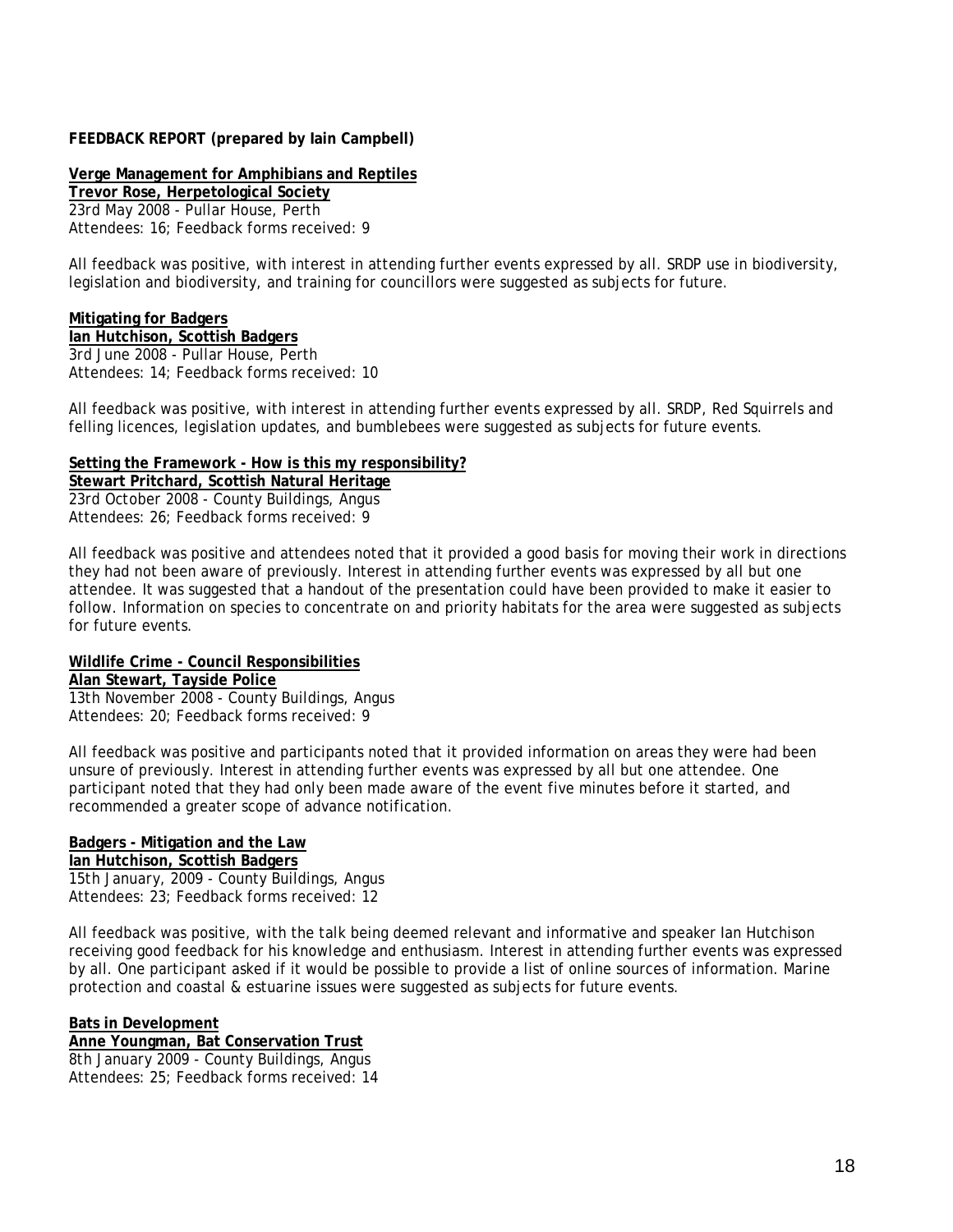**FEEDBACK REPORT (prepared by Iain Campbell)**

**Verge Management for Amphibians and Reptiles**
**Trevor Rose, Herpetological Society**
23rd May 2008 - Pullar House, Perth
Attendees: 16; Feedback forms received: 9

All feedback was positive, with interest in attending further events expressed by all. SRDP use in biodiversity, legislation and biodiversity, and training for councillors were suggested as subjects for future.

**Mitigating for Badgers**
**Ian Hutchison, Scottish Badgers**
3rd June 2008 - Pullar House, Perth
Attendees: 14; Feedback forms received: 10

All feedback was positive, with interest in attending further events expressed by all. SRDP, Red Squirrels and felling licences, legislation updates, and bumblebees were suggested as subjects for future events.

**Setting the Framework - How is this my responsibility?**
**Stewart Pritchard, Scottish Natural Heritage**
23rd October 2008 - County Buildings, Angus
Attendees: 26; Feedback forms received: 9

All feedback was positive and attendees noted that it provided a good basis for moving their work in directions they had not been aware of previously. Interest in attending further events was expressed by all but one attendee. It was suggested that a handout of the presentation could have been provided to make it easier to follow. Information on species to concentrate on and priority habitats for the area were suggested as subjects for future events.

**Wildlife Crime - Council Responsibilities**
**Alan Stewart, Tayside Police**
13th November 2008 - County Buildings, Angus
Attendees: 20; Feedback forms received: 9

All feedback was positive and participants noted that it provided information on areas they were had been unsure of previously. Interest in attending further events was expressed by all but one attendee. One participant noted that they had only been made aware of the event five minutes before it started, and recommended a greater scope of advance notification.

**Badgers - Mitigation and the Law**
**Ian Hutchison, Scottish Badgers**
15th January, 2009 - County Buildings, Angus
Attendees: 23; Feedback forms received: 12

All feedback was positive, with the talk being deemed relevant and informative and speaker Ian Hutchison receiving good feedback for his knowledge and enthusiasm. Interest in attending further events was expressed by all. One participant asked if it would be possible to provide a list of online sources of information. Marine protection and coastal & estuarine issues were suggested as subjects for future events.

**Bats in Development**
**Anne Youngman, Bat Conservation Trust**
8th January 2009 - County Buildings, Angus
Attendees: 25; Feedback forms received: 14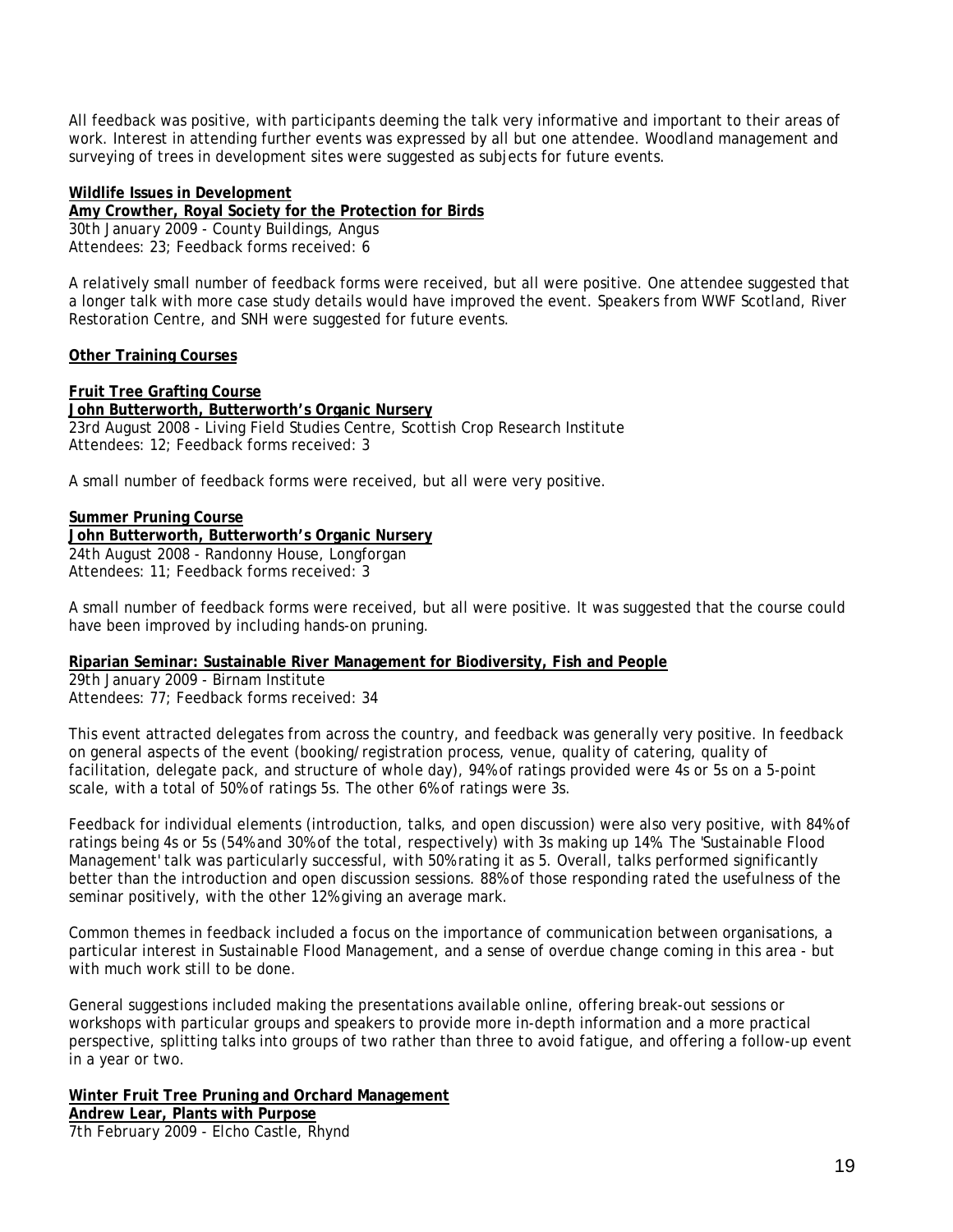All feedback was positive, with participants deeming the talk very informative and important to their areas of work. Interest in attending further events was expressed by all but one attendee. Woodland management and surveying of trees in development sites were suggested as subjects for future events.

**Wildlife Issues in Development**
**Amy Crowther, Royal Society for the Protection for Birds**
30th January 2009 - County Buildings, Angus
Attendees: 23; Feedback forms received: 6

A relatively small number of feedback forms were received, but all were positive. One attendee suggested that a longer talk with more case study details would have improved the event. Speakers from WWF Scotland, River Restoration Centre, and SNH were suggested for future events.

**Other Training Courses**

**Fruit Tree Grafting Course**
**John Butterworth, Butterworth's Organic Nursery**
23rd August 2008 - Living Field Studies Centre, Scottish Crop Research Institute
Attendees: 12; Feedback forms received: 3

A small number of feedback forms were received, but all were very positive.

**Summer Pruning Course**
**John Butterworth, Butterworth's Organic Nursery**
24th August 2008 - Randonny House, Longforgan
Attendees: 11; Feedback forms received: 3

A small number of feedback forms were received, but all were positive. It was suggested that the course could have been improved by including hands-on pruning.

**Riparian Seminar: Sustainable River Management for Biodiversity, Fish and People**
29th January 2009 - Birnam Institute
Attendees: 77; Feedback forms received: 34

This event attracted delegates from across the country, and feedback was generally very positive. In feedback on general aspects of the event (booking/registration process, venue, quality of catering, quality of facilitation, delegate pack, and structure of whole day), 94% of ratings provided were 4s or 5s on a 5-point scale, with a total of 50% of ratings 5s. The other 6% of ratings were 3s.

Feedback for individual elements (introduction, talks, and open discussion) were also very positive, with 84% of ratings being 4s or 5s (54% and 30% of the total, respectively) with 3s making up 14%. The 'Sustainable Flood Management' talk was particularly successful, with 50% rating it as 5. Overall, talks performed significantly better than the introduction and open discussion sessions. 88% of those responding rated the usefulness of the seminar positively, with the other 12% giving an average mark.

Common themes in feedback included a focus on the importance of communication between organisations, a particular interest in Sustainable Flood Management, and a sense of overdue change coming in this area - but with much work still to be done.

General suggestions included making the presentations available online, offering break-out sessions or workshops with particular groups and speakers to provide more in-depth information and a more practical perspective, splitting talks into groups of two rather than three to avoid fatigue, and offering a follow-up event in a year or two.

**Winter Fruit Tree Pruning and Orchard Management**
**Andrew Lear, Plants with Purpose**
7th February 2009 - Elcho Castle, Rhynd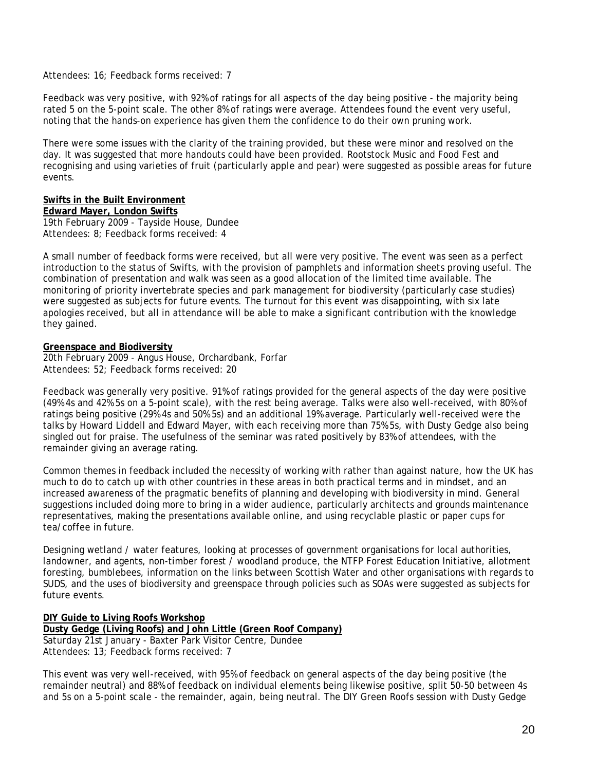Attendees: 16; Feedback forms received: 7

Feedback was very positive, with 92% of ratings for all aspects of the day being positive - the majority being rated 5 on the 5-point scale. The other 8% of ratings were average. Attendees found the event very useful, noting that the hands-on experience has given them the confidence to do their own pruning work.

There were some issues with the clarity of the training provided, but these were minor and resolved on the day. It was suggested that more handouts could have been provided. Rootstock Music and Food Fest and recognising and using varieties of fruit (particularly apple and pear) were suggested as possible areas for future events.

**Swifts in the Built Environment**
**Edward Mayer, London Swifts**
19th February 2009 - Tayside House, Dundee
Attendees: 8; Feedback forms received: 4

A small number of feedback forms were received, but all were very positive. The event was seen as a perfect introduction to the status of Swifts, with the provision of pamphlets and information sheets proving useful. The combination of presentation and walk was seen as a good allocation of the limited time available. The monitoring of priority invertebrate species and park management for biodiversity (particularly case studies) were suggested as subjects for future events. The turnout for this event was disappointing, with six late apologies received, but all in attendance will be able to make a significant contribution with the knowledge they gained.

**Greenspace and Biodiversity**
20th February 2009 - Angus House, Orchardbank, Forfar
Attendees: 52; Feedback forms received: 20

Feedback was generally very positive. 91% of ratings provided for the general aspects of the day were positive (49% 4s and 42% 5s on a 5-point scale), with the rest being average. Talks were also well-received, with 80% of ratings being positive (29% 4s and 50% 5s) and an additional 19% average. Particularly well-received were the talks by Howard Liddell and Edward Mayer, with each receiving more than 75% 5s, with Dusty Gedge also being singled out for praise. The usefulness of the seminar was rated positively by 83% of attendees, with the remainder giving an average rating.

Common themes in feedback included the necessity of working with rather than against nature, how the UK has much to do to catch up with other countries in these areas in both practical terms and in mindset, and an increased awareness of the pragmatic benefits of planning and developing with biodiversity in mind. General suggestions included doing more to bring in a wider audience, particularly architects and grounds maintenance representatives, making the presentations available online, and using recyclable plastic or paper cups for tea/coffee in future.

Designing wetland / water features, looking at processes of government organisations for local authorities, landowner, and agents, non-timber forest / woodland produce, the NTFP Forest Education Initiative, allotment foresting, bumblebees, information on the links between Scottish Water and other organisations with regards to SUDS, and the uses of biodiversity and greenspace through policies such as SOAs were suggested as subjects for future events.

**DIY Guide to Living Roofs Workshop**
**Dusty Gedge (Living Roofs) and John Little (Green Roof Company)**
Saturday 21st January - Baxter Park Visitor Centre, Dundee
Attendees: 13; Feedback forms received: 7

This event was very well-received, with 95% of feedback on general aspects of the day being positive (the remainder neutral) and 88% of feedback on individual elements being likewise positive, split 50-50 between 4s and 5s on a 5-point scale - the remainder, again, being neutral. The DIY Green Roofs session with Dusty Gedge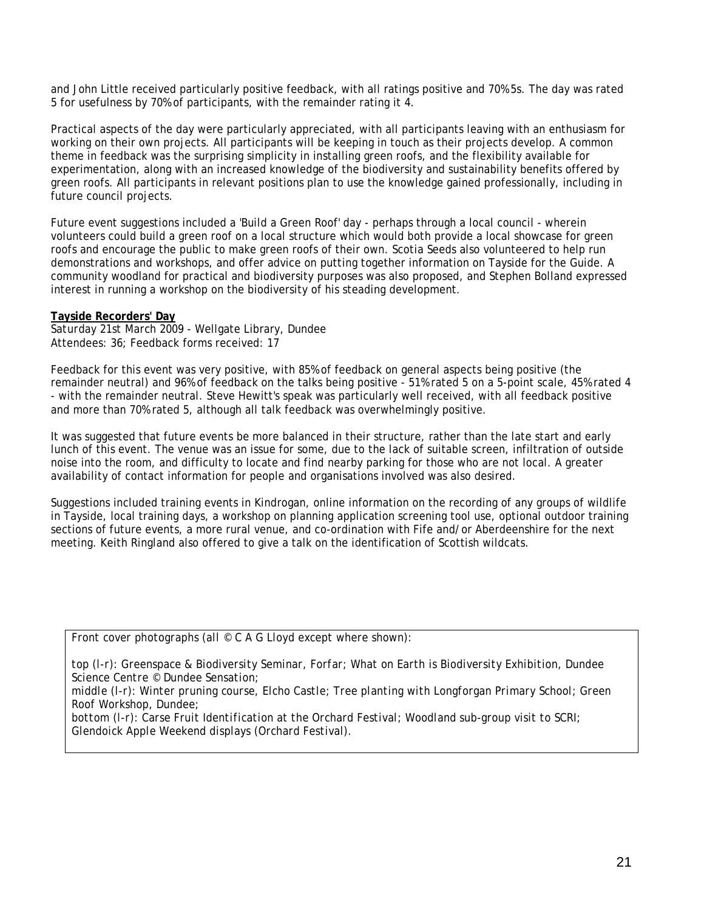and John Little received particularly positive feedback, with all ratings positive and 70% 5s. The day was rated 5 for usefulness by 70% of participants, with the remainder rating it 4.

Practical aspects of the day were particularly appreciated, with all participants leaving with an enthusiasm for working on their own projects. All participants will be keeping in touch as their projects develop. A common theme in feedback was the surprising simplicity in installing green roofs, and the flexibility available for experimentation, along with an increased knowledge of the biodiversity and sustainability benefits offered by green roofs. All participants in relevant positions plan to use the knowledge gained professionally, including in future council projects.

Future event suggestions included a 'Build a Green Roof' day - perhaps through a local council - wherein volunteers could build a green roof on a local structure which would both provide a local showcase for green roofs and encourage the public to make green roofs of their own. Scotia Seeds also volunteered to help run demonstrations and workshops, and offer advice on putting together information on Tayside for the Guide. A community woodland for practical and biodiversity purposes was also proposed, and Stephen Bolland expressed interest in running a workshop on the biodiversity of his steading development.

**Tayside Recorders' Day**
Saturday 21st March 2009 - Wellgate Library, Dundee
Attendees: 36; Feedback forms received: 17

Feedback for this event was very positive, with 85% of feedback on general aspects being positive (the remainder neutral) and 96% of feedback on the talks being positive - 51% rated 5 on a 5-point scale, 45% rated 4 - with the remainder neutral. Steve Hewitt's speak was particularly well received, with all feedback positive and more than 70% rated 5, although all talk feedback was overwhelmingly positive.

It was suggested that future events be more balanced in their structure, rather than the late start and early lunch of this event. The venue was an issue for some, due to the lack of suitable screen, infiltration of outside noise into the room, and difficulty to locate and find nearby parking for those who are not local. A greater availability of contact information for people and organisations involved was also desired.

Suggestions included training events in Kindrogan, online information on the recording of any groups of wildlife in Tayside, local training days, a workshop on planning application screening tool use, optional outdoor training sections of future events, a more rural venue, and co-ordination with Fife and/or Aberdeenshire for the next meeting. Keith Ringland also offered to give a talk on the identification of Scottish wildcats.

Front cover photographs (all © C A G Lloyd except where shown):

*top (l-r): Greenspace & Biodiversity Seminar, Forfar; What on Earth is Biodiversity Exhibition, Dundee Science Centre © Dundee Sensation;*
*middle (l-r): Winter pruning course, Elcho Castle; Tree planting with Longforgan Primary School; Green Roof Workshop, Dundee;*
*bottom (l-r): Carse Fruit Identification at the Orchard Festival; Woodland sub-group visit to SCRI; Glendoick Apple Weekend displays (Orchard Festival).*